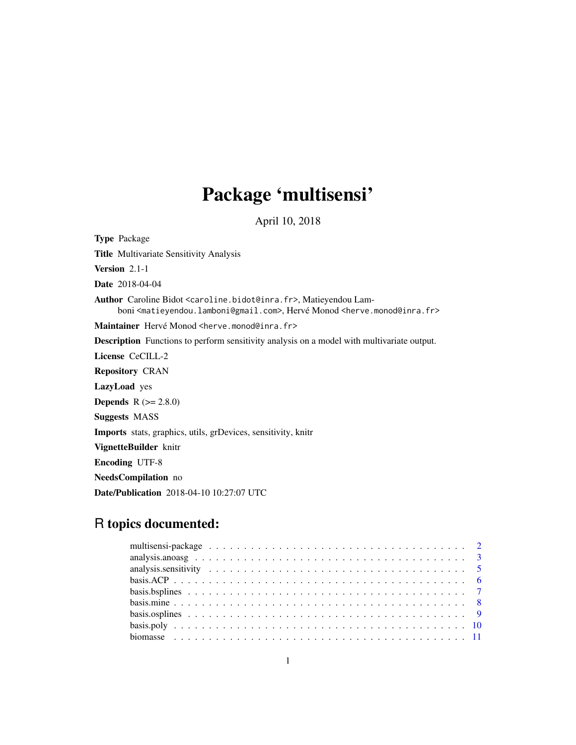# Package 'multisensi'

April 10, 2018

**Type** Package

**Title** Multivariate Sensitivity Analysis

**Version** 2.1-1

**Date** 2018-04-04

**Author** Caroline Bidot <caroline.bidot@inra.fr>, Matieyendou Lamboni <matieyendou.lamboni@gmail.com>, Hervé Monod <herve.monod@inra.fr>

**Maintainer** Hervé Monod <herve.monod@inra.fr>

**Description** Functions to perform sensitivity analysis on a model with multivariate output.

**License** CeCILL-2

**Repository** CRAN

**LazyLoad** yes

**Depends** R (>= 2.8.0)

**Suggests** MASS

**Imports** stats, graphics, utils, grDevices, sensitivity, knitr

**VignetteBuilder** knitr

**Encoding** UTF-8

**NeedsCompilation** no

**Date/Publication** 2018-04-10 10:27:07 UTC

## R topics documented:

| | |
|---|---|
| multisensi-package | 2 |
| analysis.anoasg | 3 |
| analysis.sensitivity | 5 |
| basis.ACP | 6 |
| basis.bsplines | 7 |
| basis.mine | 8 |
| basis.osplines | 9 |
| basis.poly | 10 |
| biomasse | 11 |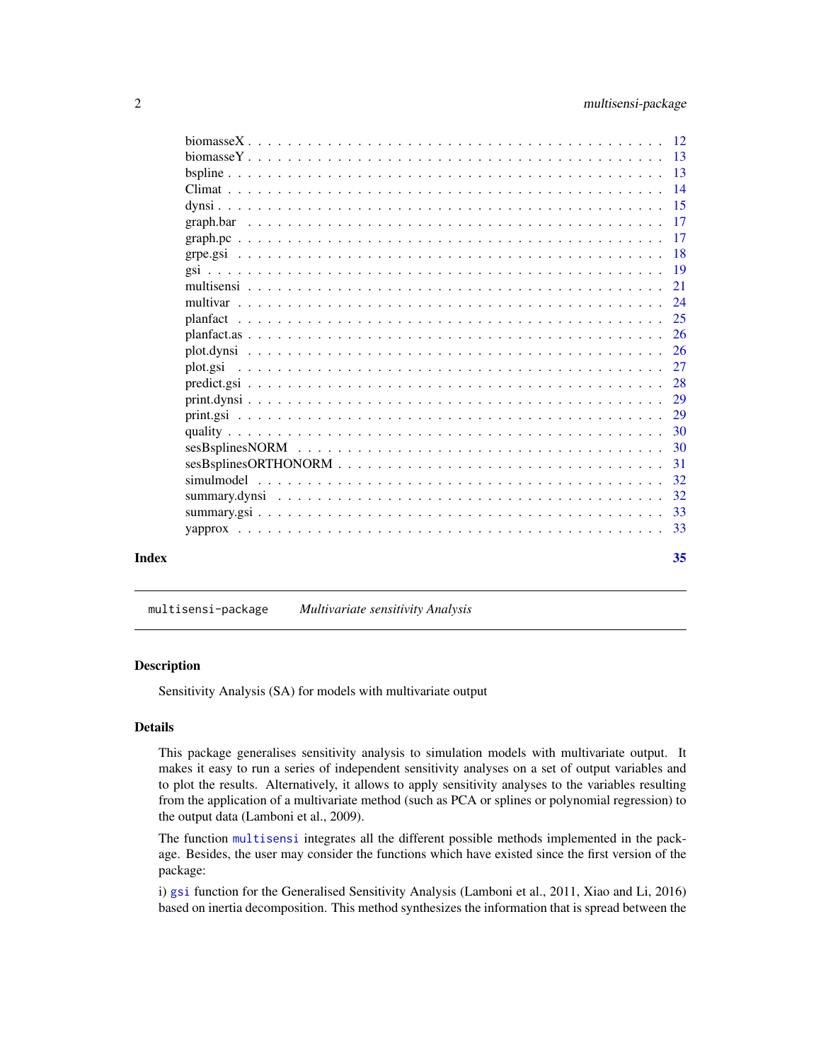| | |
|---|---|
| biomasseX | 12 |
| biomasseY | 13 |
| bspline | 13 |
| Climat | 14 |
| dynsi | 15 |
| graph.bar | 17 |
| graph.pc | 17 |
| grpe.gsi | 18 |
| gsi | 19 |
| multisensi | 21 |
| multivar | 24 |
| planfact | 25 |
| planfact.as | 26 |
| plot.dynsi | 26 |
| plot.gsi | 27 |
| predict.gsi | 28 |
| print.dynsi | 29 |
| print.gsi | 29 |
| quality | 30 |
| sesBsplinesNORM | 30 |
| sesBsplinesORTHONORM | 31 |
| simulmodel | 32 |
| summary.dynsi | 32 |
| summary.gsi | 33 |
| yapprox | 33 |

**Index** 35

---

`multisensi-package` *Multivariate sensitivity Analysis*

---

## Description

Sensitivity Analysis (SA) for models with multivariate output

## Details

This package generalises sensitivity analysis to simulation models with multivariate output. It makes it easy to run a series of independent sensitivity analyses on a set of output variables and to plot the results. Alternatively, it allows to apply sensitivity analyses to the variables resulting from the application of a multivariate method (such as PCA or splines or polynomial regression) to the output data (Lamboni et al., 2009).

The function `multisensi` integrates all the different possible methods implemented in the package. Besides, the user may consider the functions which have existed since the first version of the package:

i) `gsi` function for the Generalised Sensitivity Analysis (Lamboni et al., 2011, Xiao and Li, 2016) based on inertia decomposition. This method synthesizes the information that is spread between the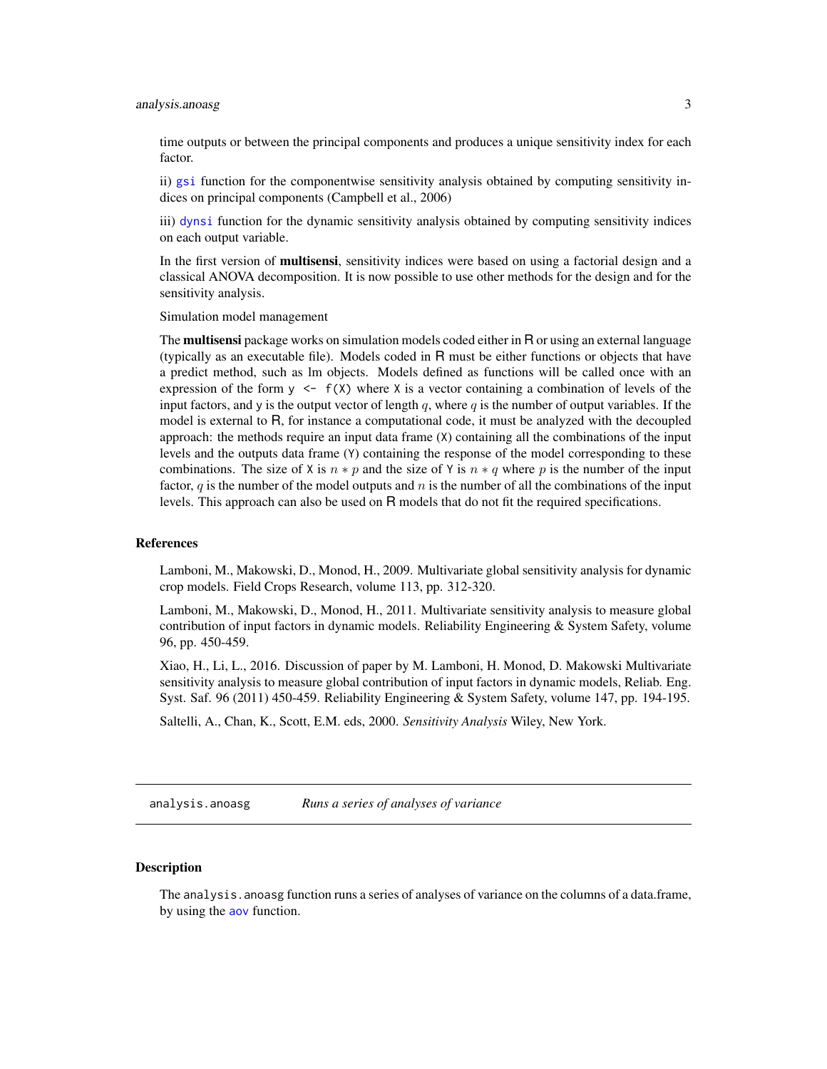time outputs or between the principal components and produces a unique sensitivity index for each factor.

ii) gsi function for the componentwise sensitivity analysis obtained by computing sensitivity indices on principal components (Campbell et al., 2006)

iii) dynsi function for the dynamic sensitivity analysis obtained by computing sensitivity indices on each output variable.

In the first version of **multisensi**, sensitivity indices were based on using a factorial design and a classical ANOVA decomposition. It is now possible to use other methods for the design and for the sensitivity analysis.

Simulation model management

The **multisensi** package works on simulation models coded either in R or using an external language (typically as an executable file). Models coded in R must be either functions or objects that have a predict method, such as lm objects. Models defined as functions will be called once with an expression of the form `y <- f(X)` where `X` is a vector containing a combination of levels of the input factors, and `y` is the output vector of length $q$, where $q$ is the number of output variables. If the model is external to R, for instance a computational code, it must be analyzed with the decoupled approach: the methods require an input data frame (`X`) containing all the combinations of the input levels and the outputs data frame (`Y`) containing the response of the model corresponding to these combinations. The size of `X` is $n * p$ and the size of `Y` is $n * q$ where $p$ is the number of the input factor, $q$ is the number of the model outputs and $n$ is the number of all the combinations of the input levels. This approach can also be used on R models that do not fit the required specifications.

## References

Lamboni, M., Makowski, D., Monod, H., 2009. Multivariate global sensitivity analysis for dynamic crop models. Field Crops Research, volume 113, pp. 312-320.

Lamboni, M., Makowski, D., Monod, H., 2011. Multivariate sensitivity analysis to measure global contribution of input factors in dynamic models. Reliability Engineering & System Safety, volume 96, pp. 450-459.

Xiao, H., Li, L., 2016. Discussion of paper by M. Lamboni, H. Monod, D. Makowski Multivariate sensitivity analysis to measure global contribution of input factors in dynamic models, Reliab. Eng. Syst. Saf. 96 (2011) 450-459. Reliability Engineering & System Safety, volume 147, pp. 194-195.

Saltelli, A., Chan, K., Scott, E.M. eds, 2000. *Sensitivity Analysis* Wiley, New York.

---

# analysis.anoasg — *Runs a series of analyses of variance*

## Description

The `analysis.anoasg` function runs a series of analyses of variance on the columns of a data.frame, by using the aov function.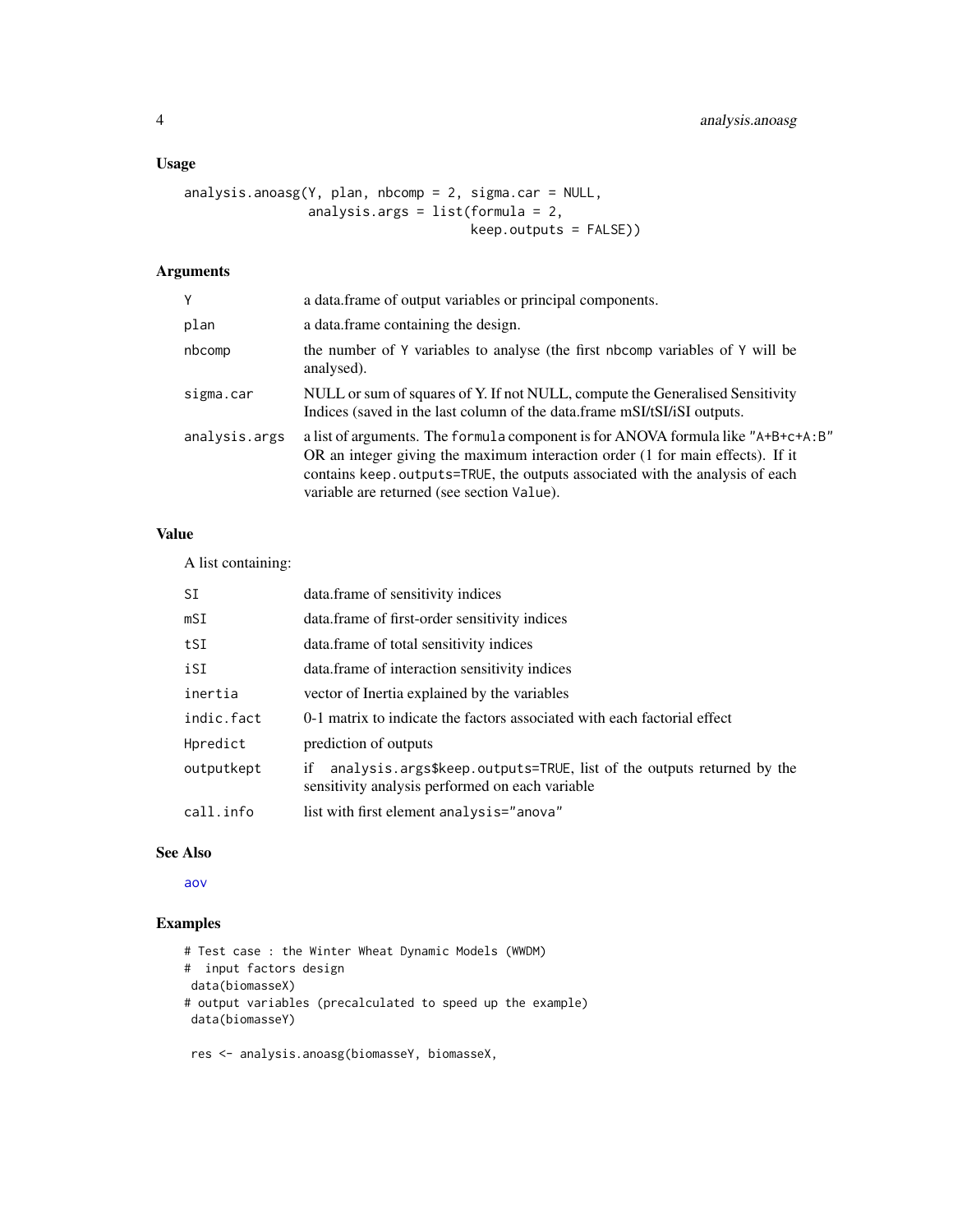## Usage

```
analysis.anoasg(Y, plan, nbcomp = 2, sigma.car = NULL,
                analysis.args = list(formula = 2,
                                     keep.outputs = FALSE))
```

## Arguments

| | |
|---|---|
| Y | a data.frame of output variables or principal components. |
| plan | a data.frame containing the design. |
| nbcomp | the number of Y variables to analyse (the first nbcomp variables of Y will be analysed). |
| sigma.car | NULL or sum of squares of Y. If not NULL, compute the Generalised Sensitivity Indices (saved in the last column of the data.frame mSI/tSI/iSI outputs. |
| analysis.args | a list of arguments. The formula component is for ANOVA formula like "A+B+c+A:B" OR an integer giving the maximum interaction order (1 for main effects). If it contains keep.outputs=TRUE, the outputs associated with the analysis of each variable are returned (see section Value). |

## Value

A list containing:

| | |
|---|---|
| SI | data.frame of sensitivity indices |
| mSI | data.frame of first-order sensitivity indices |
| tSI | data.frame of total sensitivity indices |
| iSI | data.frame of interaction sensitivity indices |
| inertia | vector of Inertia explained by the variables |
| indic.fact | 0-1 matrix to indicate the factors associated with each factorial effect |
| Hpredict | prediction of outputs |
| outputkept | if analysis.args$keep.outputs=TRUE, list of the outputs returned by the sensitivity analysis performed on each variable |
| call.info | list with first element analysis="anova" |

## See Also

aov

## Examples

```
# Test case : the Winter Wheat Dynamic Models (WWDM)
#  input factors design
 data(biomasseX)
# output variables (precalculated to speed up the example)
 data(biomasseY)

 res <- analysis.anoasg(biomasseY, biomasseX,
```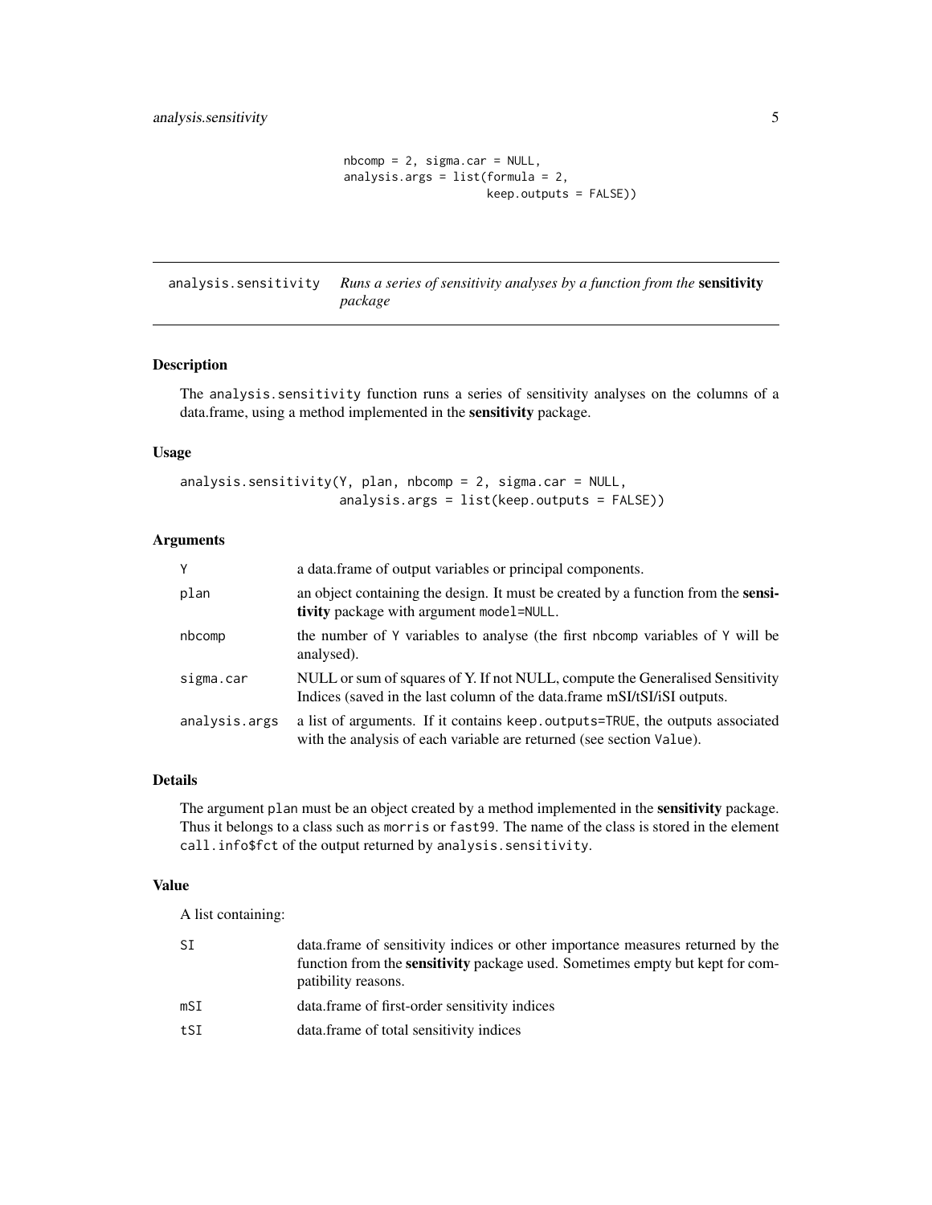```
                    nbcomp = 2, sigma.car = NULL,
                    analysis.args = list(formula = 2,
                                         keep.outputs = FALSE))
```

---

## analysis.sensitivity — *Runs a series of sensitivity analyses by a function from the* **sensitivity** *package*

---

### Description

The analysis.sensitivity function runs a series of sensitivity analyses on the columns of a data.frame, using a method implemented in the **sensitivity** package.

### Usage

```
analysis.sensitivity(Y, plan, nbcomp = 2, sigma.car = NULL,
                     analysis.args = list(keep.outputs = FALSE))
```

### Arguments

| | |
|---|---|
| Y | a data.frame of output variables or principal components. |
| plan | an object containing the design. It must be created by a function from the **sensitivity** package with argument model=NULL. |
| nbcomp | the number of Y variables to analyse (the first nbcomp variables of Y will be analysed). |
| sigma.car | NULL or sum of squares of Y. If not NULL, compute the Generalised Sensitivity Indices (saved in the last column of the data.frame mSI/tSI/iSI outputs. |
| analysis.args | a list of arguments. If it contains keep.outputs=TRUE, the outputs associated with the analysis of each variable are returned (see section Value). |

### Details

The argument plan must be an object created by a method implemented in the **sensitivity** package. Thus it belongs to a class such as morris or fast99. The name of the class is stored in the element call.info$fct of the output returned by analysis.sensitivity.

### Value

A list containing:

| | |
|---|---|
| SI | data.frame of sensitivity indices or other importance measures returned by the function from the **sensitivity** package used. Sometimes empty but kept for compatibility reasons. |
| mSI | data.frame of first-order sensitivity indices |
| tSI | data.frame of total sensitivity indices |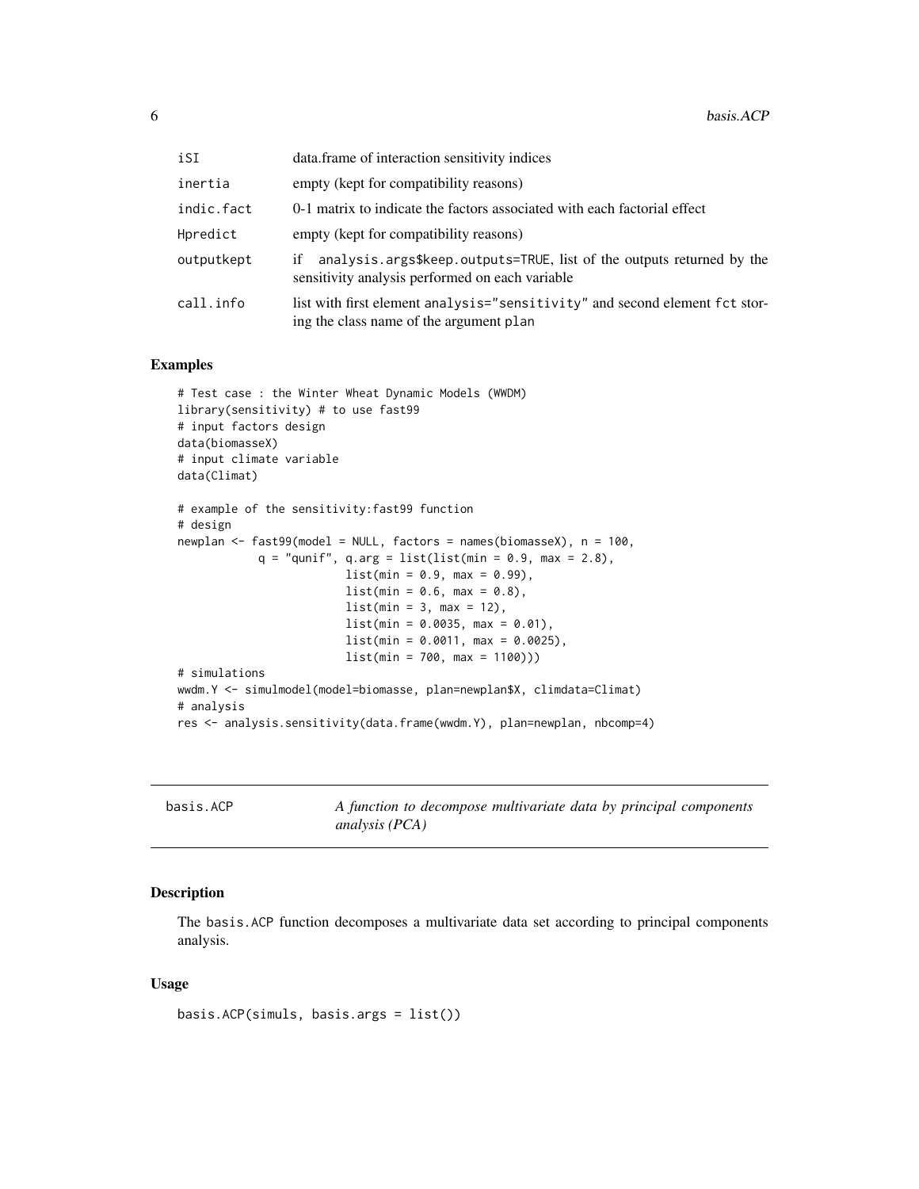| | |
|---|---|
| iSI | data.frame of interaction sensitivity indices |
| inertia | empty (kept for compatibility reasons) |
| indic.fact | 0-1 matrix to indicate the factors associated with each factorial effect |
| Hpredict | empty (kept for compatibility reasons) |
| outputkept | if analysis.args$keep.outputs=TRUE, list of the outputs returned by the sensitivity analysis performed on each variable |
| call.info | list with first element analysis="sensitivity" and second element fct storing the class name of the argument plan |

### Examples

```
# Test case : the Winter Wheat Dynamic Models (WWDM)
library(sensitivity) # to use fast99
# input factors design
data(biomasseX)
# input climate variable
data(Climat)

# example of the sensitivity:fast99 function
# design
newplan <- fast99(model = NULL, factors = names(biomasseX), n = 100,
           q = "qunif", q.arg = list(list(min = 0.9, max = 2.8),
                          list(min = 0.9, max = 0.99),
                          list(min = 0.6, max = 0.8),
                          list(min = 3, max = 12),
                          list(min = 0.0035, max = 0.01),
                          list(min = 0.0011, max = 0.0025),
                          list(min = 700, max = 1100)))
# simulations
wwdm.Y <- simulmodel(model=biomasse, plan=newplan$X, climdata=Climat)
# analysis
res <- analysis.sensitivity(data.frame(wwdm.Y), plan=newplan, nbcomp=4)
```

---

## basis.ACP — *A function to decompose multivariate data by principal components analysis (PCA)*

### Description

The basis.ACP function decomposes a multivariate data set according to principal components analysis.

### Usage

```
basis.ACP(simuls, basis.args = list())
```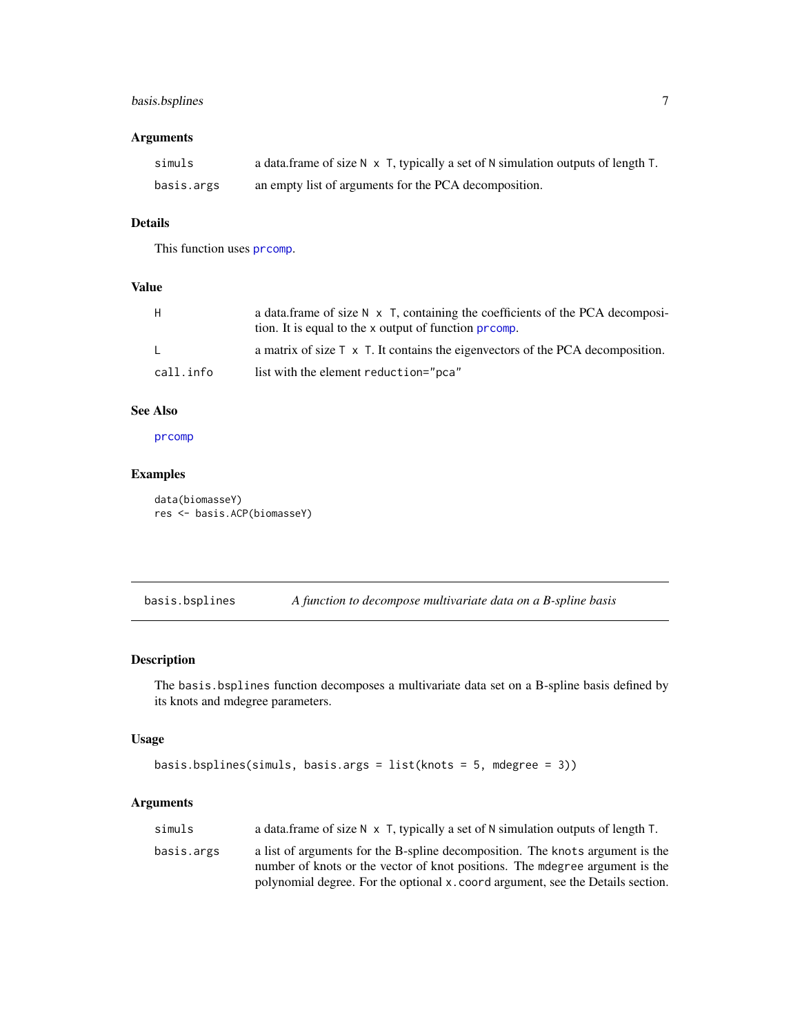### Arguments

| | |
|---|---|
| `simuls` | a data.frame of size `N x T`, typically a set of `N` simulation outputs of length `T`. |
| `basis.args` | an empty list of arguments for the PCA decomposition. |

### Details

This function uses `prcomp`.

### Value

| | |
|---|---|
| `H` | a data.frame of size `N x T`, containing the coefficients of the PCA decomposition. It is equal to the `x` output of function `prcomp`. |
| `L` | a matrix of size `T x T`. It contains the eigenvectors of the PCA decomposition. |
| `call.info` | list with the element `reduction="pca"` |

### See Also

`prcomp`

### Examples

```
data(biomasseY)
res <- basis.ACP(biomasseY)
```

---

## basis.bsplines — *A function to decompose multivariate data on a B-spline basis*

### Description

The `basis.bsplines` function decomposes a multivariate data set on a B-spline basis defined by its knots and mdegree parameters.

### Usage

```
basis.bsplines(simuls, basis.args = list(knots = 5, mdegree = 3))
```

### Arguments

| | |
|---|---|
| `simuls` | a data.frame of size `N x T`, typically a set of `N` simulation outputs of length `T`. |
| `basis.args` | a list of arguments for the B-spline decomposition. The `knots` argument is the number of knots or the vector of knot positions. The `mdegree` argument is the polynomial degree. For the optional `x.coord` argument, see the Details section. |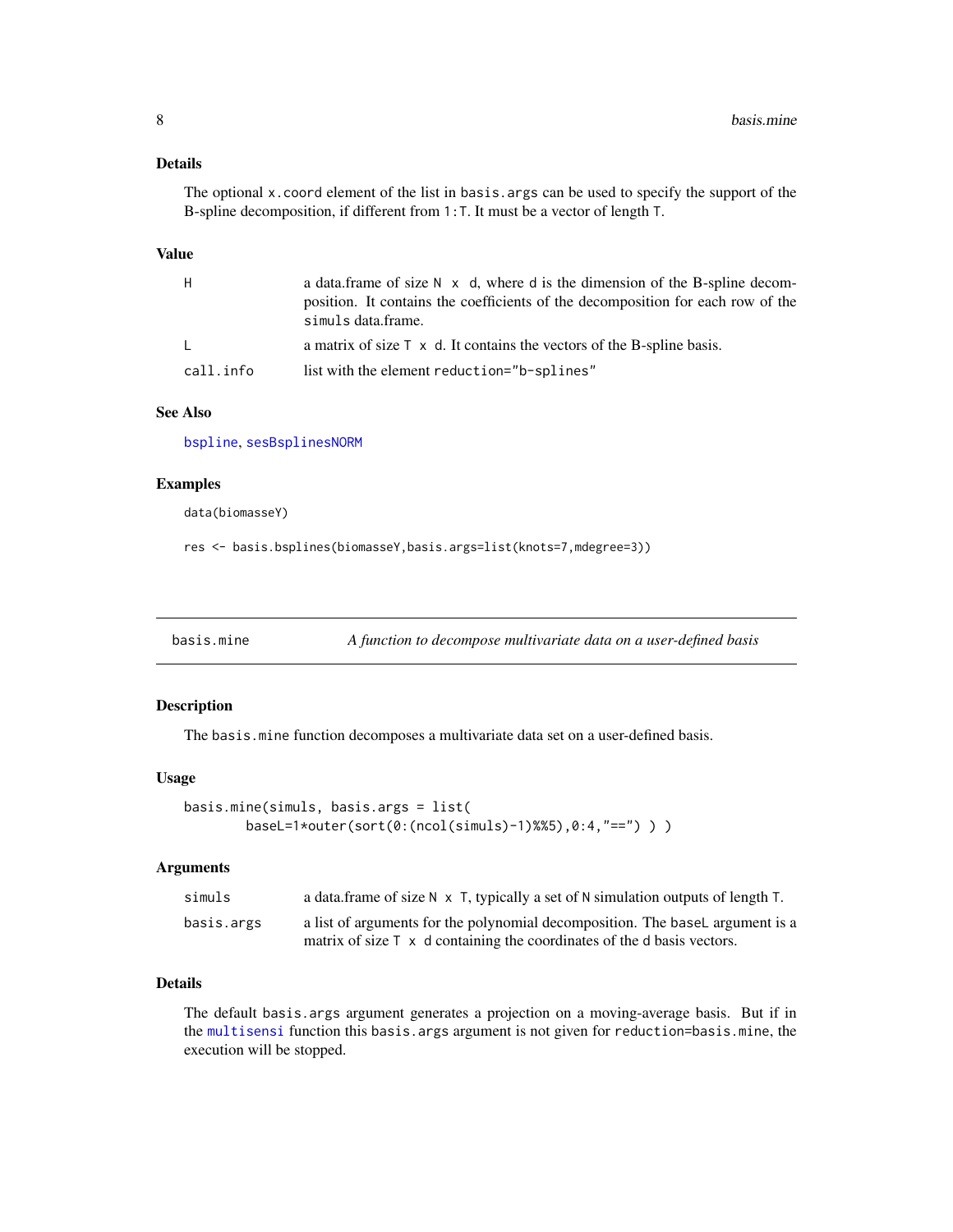### Details

The optional `x.coord` element of the list in `basis.args` can be used to specify the support of the B-spline decomposition, if different from `1:T`. It must be a vector of length `T`.

### Value

| | |
|---|---|
| `H` | a data.frame of size `N x d`, where `d` is the dimension of the B-spline decomposition. It contains the coefficients of the decomposition for each row of the `simuls` data.frame. |
| `L` | a matrix of size `T x d`. It contains the vectors of the B-spline basis. |
| `call.info` | list with the element `reduction="b-splines"` |

### See Also

`bspline`, `sesBsplinesNORM`

### Examples

```
data(biomasseY)

res <- basis.bsplines(biomasseY,basis.args=list(knots=7,mdegree=3))
```

---

## basis.mine — *A function to decompose multivariate data on a user-defined basis*

### Description

The `basis.mine` function decomposes a multivariate data set on a user-defined basis.

### Usage

```
basis.mine(simuls, basis.args = list(
        baseL=1*outer(sort(0:(ncol(simuls)-1)%%5),0:4,"==") ) )
```

### Arguments

| | |
|---|---|
| `simuls` | a data.frame of size `N x T`, typically a set of `N` simulation outputs of length `T`. |
| `basis.args` | a list of arguments for the polynomial decomposition. The `baseL` argument is a matrix of size `T x d` containing the coordinates of the `d` basis vectors. |

### Details

The default `basis.args` argument generates a projection on a moving-average basis. But if in the `multisensi` function this `basis.args` argument is not given for `reduction=basis.mine`, the execution will be stopped.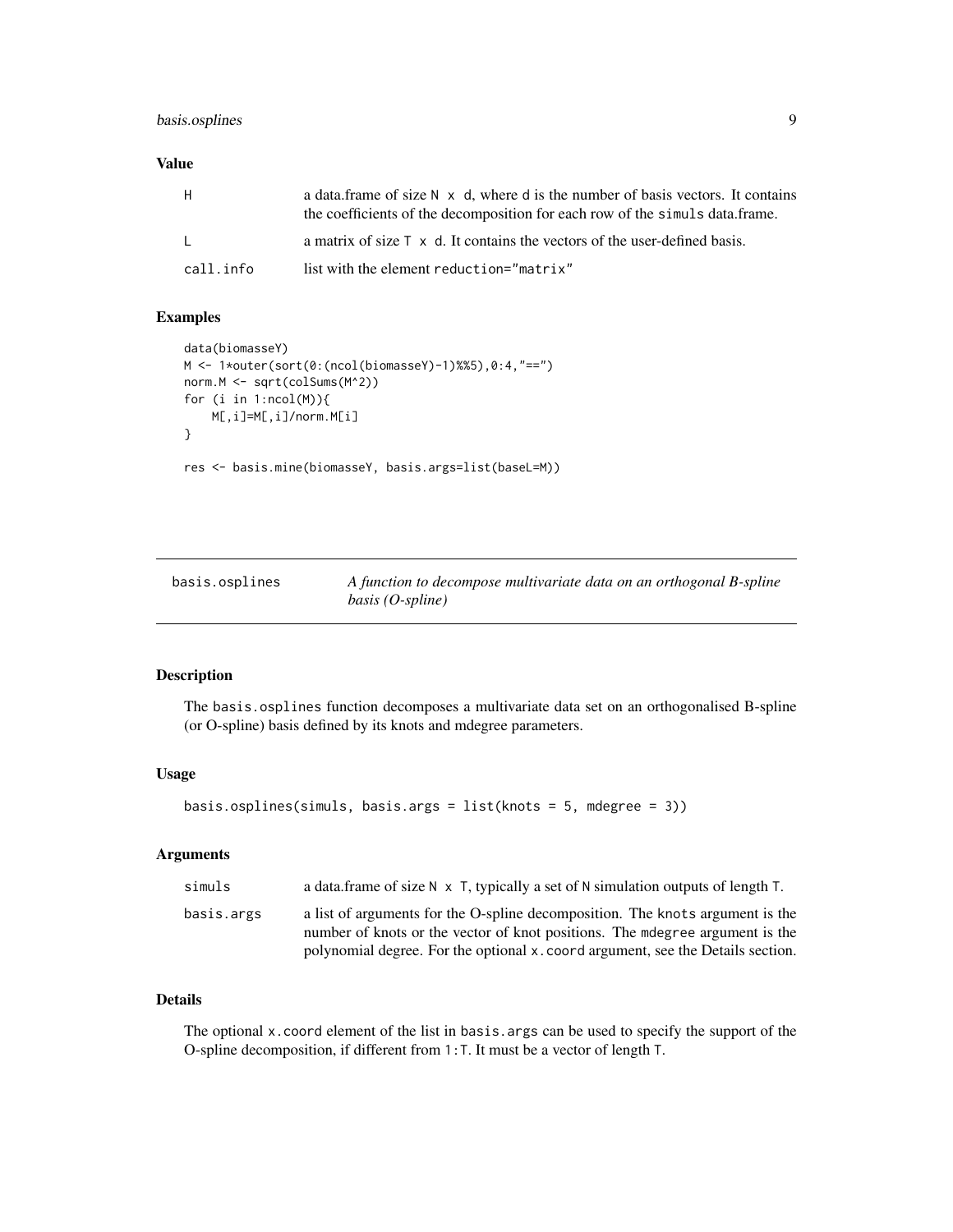### Value

| | |
|---|---|
| H | a data.frame of size N x d, where d is the number of basis vectors. It contains the coefficients of the decomposition for each row of the simuls data.frame. |
| L | a matrix of size T x d. It contains the vectors of the user-defined basis. |
| call.info | list with the element reduction="matrix" |

### Examples

```
data(biomasseY)
M <- 1*outer(sort(0:(ncol(biomasseY)-1)%%5),0:4,"==")
norm.M <- sqrt(colSums(M^2))
for (i in 1:ncol(M)){
    M[,i]=M[,i]/norm.M[i]
}

res <- basis.mine(biomasseY, basis.args=list(baseL=M))
```

---

## basis.osplines — *A function to decompose multivariate data on an orthogonal B-spline basis (O-spline)*

### Description

The basis.osplines function decomposes a multivariate data set on an orthogonalised B-spline (or O-spline) basis defined by its knots and mdegree parameters.

### Usage

```
basis.osplines(simuls, basis.args = list(knots = 5, mdegree = 3))
```

### Arguments

| | |
|---|---|
| simuls | a data.frame of size N x T, typically a set of N simulation outputs of length T. |
| basis.args | a list of arguments for the O-spline decomposition. The knots argument is the number of knots or the vector of knot positions. The mdegree argument is the polynomial degree. For the optional x.coord argument, see the Details section. |

### Details

The optional x.coord element of the list in basis.args can be used to specify the support of the O-spline decomposition, if different from 1:T. It must be a vector of length T.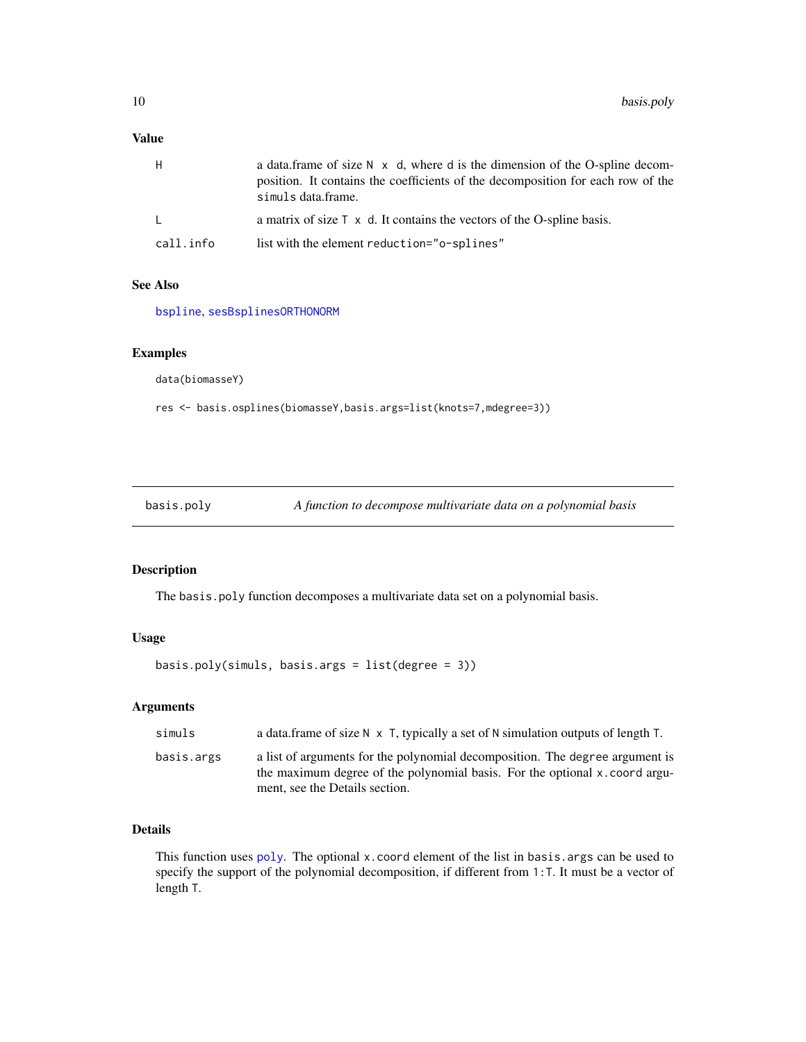### Value

| | |
|---|---|
| H | a data.frame of size N x d, where d is the dimension of the O-spline decomposition. It contains the coefficients of the decomposition for each row of the simuls data.frame. |
| L | a matrix of size T x d. It contains the vectors of the O-spline basis. |
| call.info | list with the element reduction="o-splines" |

### See Also

bspline, sesBsplinesORTHONORM

### Examples

```
data(biomasseY)

res <- basis.osplines(biomasseY,basis.args=list(knots=7,mdegree=3))
```

---

## basis.poly — *A function to decompose multivariate data on a polynomial basis*

---

### Description

The basis.poly function decomposes a multivariate data set on a polynomial basis.

### Usage

```
basis.poly(simuls, basis.args = list(degree = 3))
```

### Arguments

| | |
|---|---|
| simuls | a data.frame of size N x T, typically a set of N simulation outputs of length T. |
| basis.args | a list of arguments for the polynomial decomposition. The degree argument is the maximum degree of the polynomial basis. For the optional x.coord argument, see the Details section. |

### Details

This function uses poly. The optional x.coord element of the list in basis.args can be used to specify the support of the polynomial decomposition, if different from 1:T. It must be a vector of length T.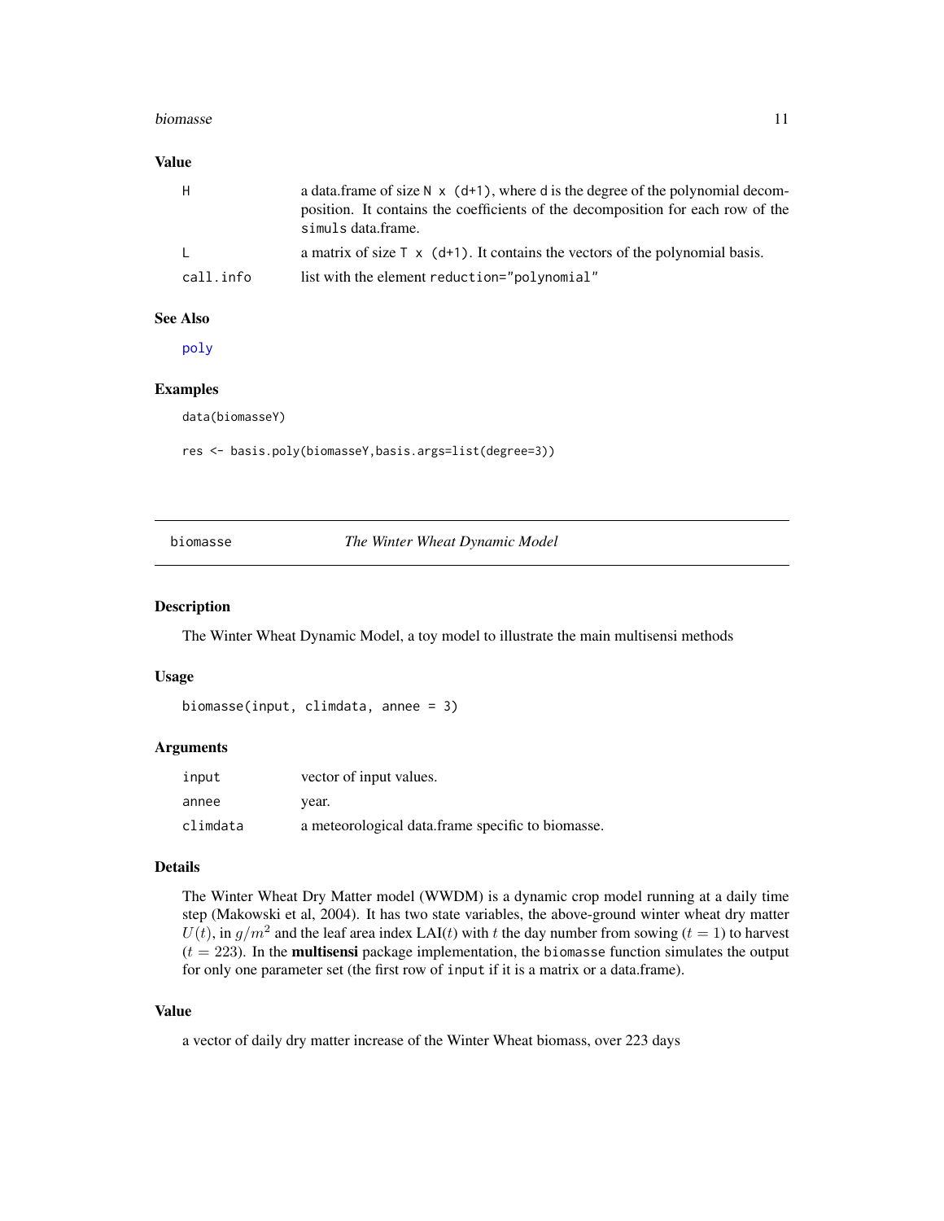### Value

| | |
|---|---|
| H | a data.frame of size `N x (d+1)`, where `d` is the degree of the polynomial decomposition. It contains the coefficients of the decomposition for each row of the `simuls` data.frame. |
| L | a matrix of size `T x (d+1)`. It contains the vectors of the polynomial basis. |
| call.info | list with the element `reduction="polynomial"` |

### See Also

poly

### Examples

```
data(biomasseY)

res <- basis.poly(biomasseY,basis.args=list(degree=3))
```

---

## biomasse &nbsp;&nbsp;&nbsp;&nbsp; *The Winter Wheat Dynamic Model*

---

### Description

The Winter Wheat Dynamic Model, a toy model to illustrate the main multisensi methods

### Usage

```
biomasse(input, climdata, annee = 3)
```

### Arguments

| | |
|---|---|
| input | vector of input values. |
| annee | year. |
| climdata | a meteorological data.frame specific to biomasse. |

### Details

The Winter Wheat Dry Matter model (WWDM) is a dynamic crop model running at a daily time step (Makowski et al, 2004). It has two state variables, the above-ground winter wheat dry matter $U(t)$, in $g/m^2$ and the leaf area index LAI($t$) with $t$ the day number from sowing ($t = 1$) to harvest ($t = 223$). In the **multisensi** package implementation, the `biomasse` function simulates the output for only one parameter set (the first row of `input` if it is a matrix or a data.frame).

### Value

a vector of daily dry matter increase of the Winter Wheat biomass, over 223 days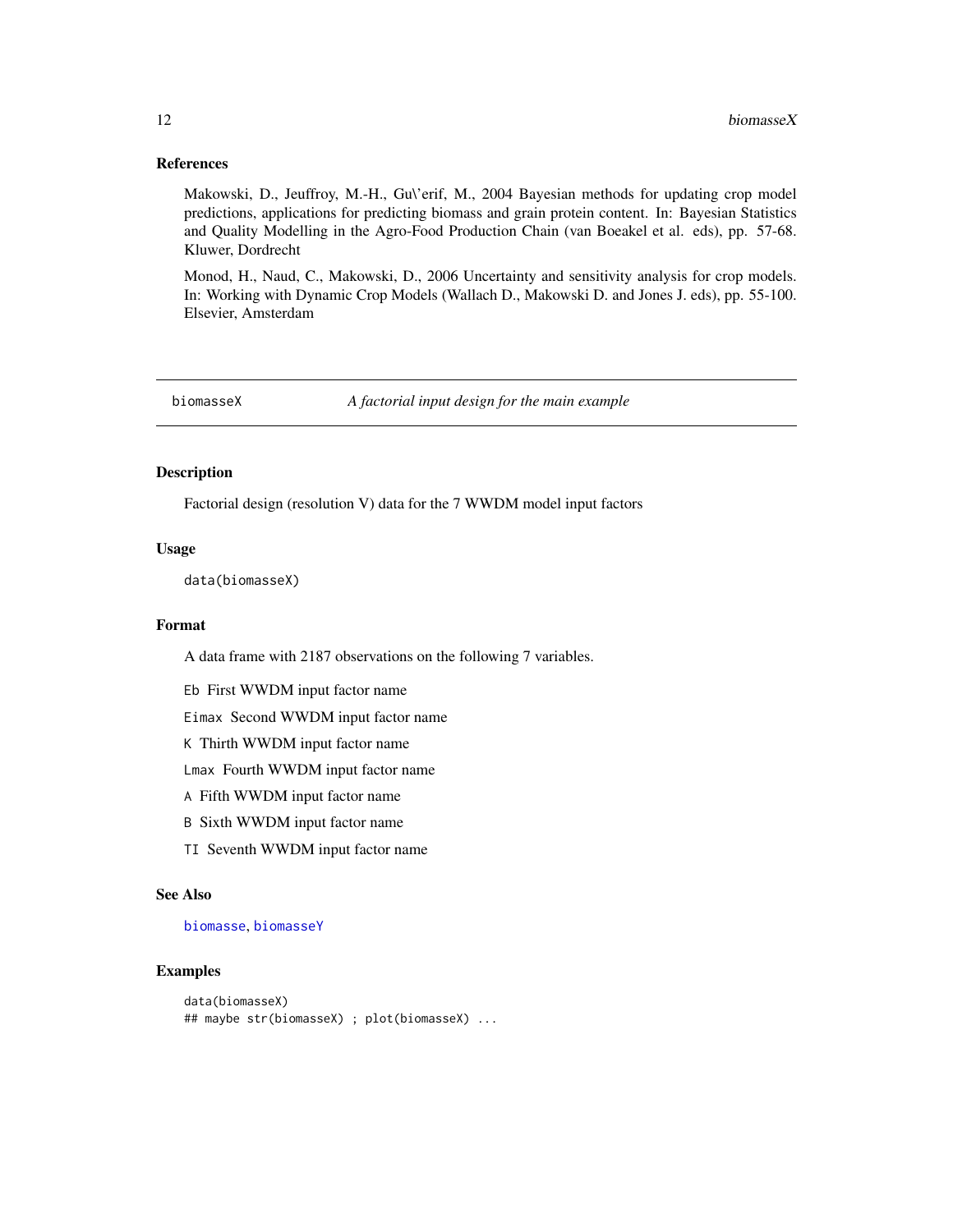### References

Makowski, D., Jeuffroy, M.-H., Gu\'erif, M., 2004 Bayesian methods for updating crop model predictions, applications for predicting biomass and grain protein content. In: Bayesian Statistics and Quality Modelling in the Agro-Food Production Chain (van Boeakel et al. eds), pp. 57-68. Kluwer, Dordrecht

Monod, H., Naud, C., Makowski, D., 2006 Uncertainty and sensitivity analysis for crop models. In: Working with Dynamic Crop Models (Wallach D., Makowski D. and Jones J. eds), pp. 55-100. Elsevier, Amsterdam

---

## biomasseX — *A factorial input design for the main example*

### Description

Factorial design (resolution V) data for the 7 WWDM model input factors

### Usage

```
data(biomasseX)
```

### Format

A data frame with 2187 observations on the following 7 variables.

- `Eb` First WWDM input factor name
- `Eimax` Second WWDM input factor name
- `K` Thirth WWDM input factor name
- `Lmax` Fourth WWDM input factor name
- `A` Fifth WWDM input factor name
- `B` Sixth WWDM input factor name
- `TI` Seventh WWDM input factor name

### See Also

`biomasse`, `biomasseY`

### Examples

```
data(biomasseX)
## maybe str(biomasseX) ; plot(biomasseX) ...
```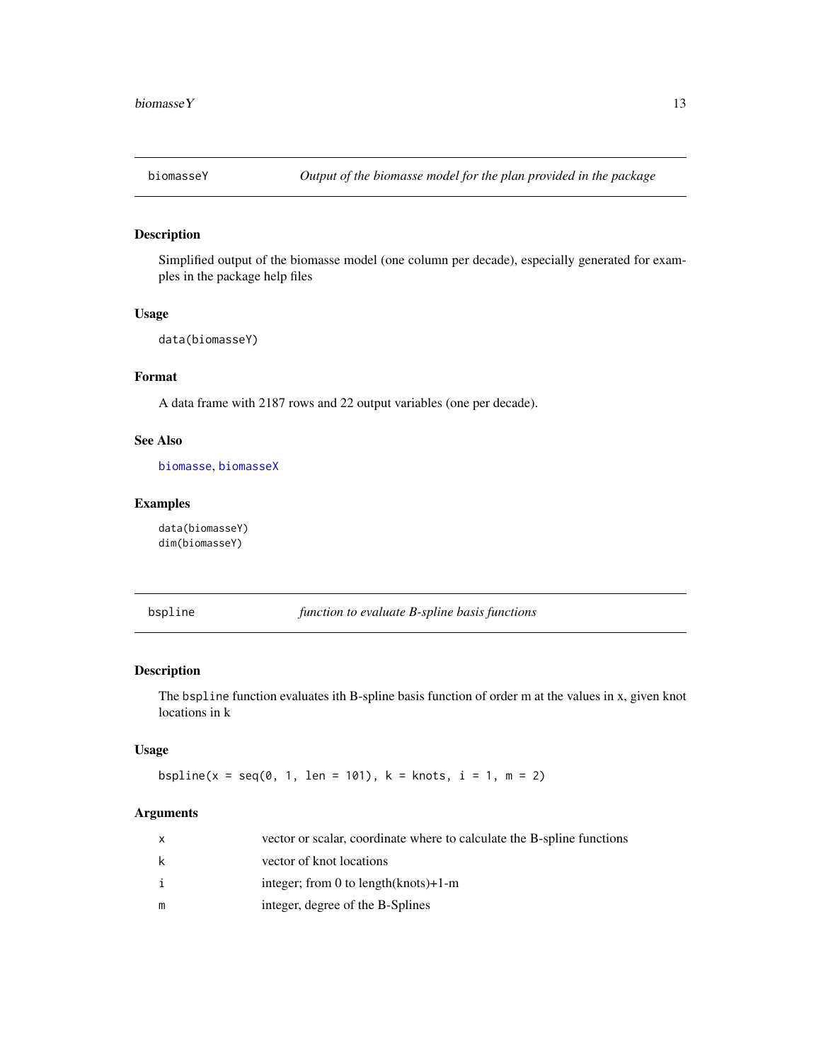## biomasseY *Output of the biomasse model for the plan provided in the package*

### Description

Simplified output of the biomasse model (one column per decade), especially generated for examples in the package help files

### Usage

```
data(biomasseY)
```

### Format

A data frame with 2187 rows and 22 output variables (one per decade).

### See Also

biomasse, biomasseX

### Examples

```
data(biomasseY)
dim(biomasseY)
```

## bspline *function to evaluate B-spline basis functions*

### Description

The bspline function evaluates ith B-spline basis function of order m at the values in x, given knot locations in k

### Usage

```
bspline(x = seq(0, 1, len = 101), k = knots, i = 1, m = 2)
```

### Arguments

| | |
|---|---|
| x | vector or scalar, coordinate where to calculate the B-spline functions |
| k | vector of knot locations |
| i | integer; from 0 to length(knots)+1-m |
| m | integer, degree of the B-Splines |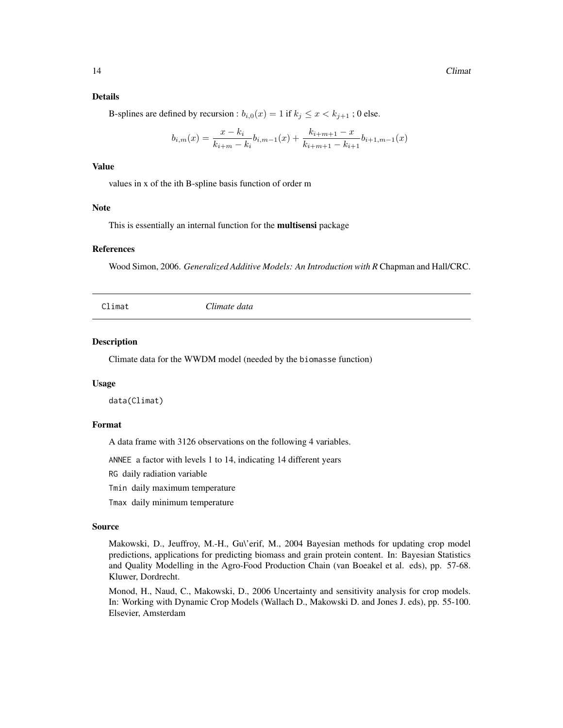### Details

B-splines are defined by recursion : $b_{i,0}(x) = 1$ if $k_j \leq x < k_{j+1}$ ; 0 else.

$$b_{i,m}(x) = \frac{x - k_i}{k_{i+m} - k_i} b_{i,m-1}(x) + \frac{k_{i+m+1} - x}{k_{i+m+1} - k_{i+1}} b_{i+1,m-1}(x)$$

### Value

values in x of the ith B-spline basis function of order m

### Note

This is essentially an internal function for the **multisensi** package

### References

Wood Simon, 2006. *Generalized Additive Models: An Introduction with R* Chapman and Hall/CRC.

---

## Climat — *Climate data*

### Description

Climate data for the WWDM model (needed by the `biomasse` function)

### Usage

```
data(Climat)
```

### Format

A data frame with 3126 observations on the following 4 variables.

- `ANNEE` a factor with levels 1 to 14, indicating 14 different years
- `RG` daily radiation variable
- `Tmin` daily maximum temperature
- `Tmax` daily minimum temperature

### Source

Makowski, D., Jeuffroy, M.-H., Gu\'erif, M., 2004 Bayesian methods for updating crop model predictions, applications for predicting biomass and grain protein content. In: Bayesian Statistics and Quality Modelling in the Agro-Food Production Chain (van Boeakel et al. eds), pp. 57-68. Kluwer, Dordrecht.

Monod, H., Naud, C., Makowski, D., 2006 Uncertainty and sensitivity analysis for crop models. In: Working with Dynamic Crop Models (Wallach D., Makowski D. and Jones J. eds), pp. 55-100. Elsevier, Amsterdam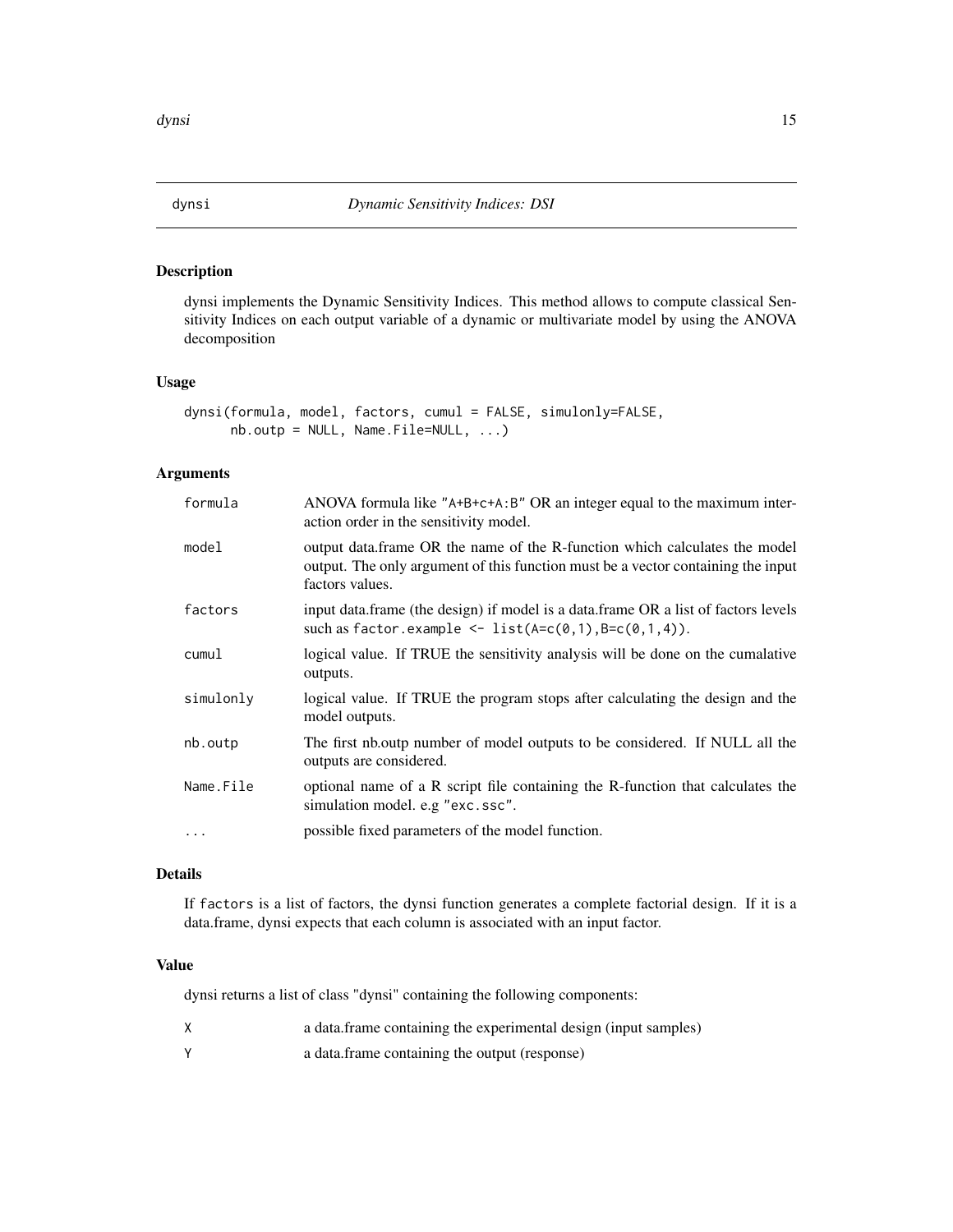# dynsi — *Dynamic Sensitivity Indices: DSI*

## Description

dynsi implements the Dynamic Sensitivity Indices. This method allows to compute classical Sensitivity Indices on each output variable of a dynamic or multivariate model by using the ANOVA decomposition

## Usage

```
dynsi(formula, model, factors, cumul = FALSE, simulonly=FALSE,
      nb.outp = NULL, Name.File=NULL, ...)
```

## Arguments

| | |
|---|---|
| `formula` | ANOVA formula like `"A+B+c+A:B"` OR an integer equal to the maximum interaction order in the sensitivity model. |
| `model` | output data.frame OR the name of the R-function which calculates the model output. The only argument of this function must be a vector containing the input factors values. |
| `factors` | input data.frame (the design) if model is a data.frame OR a list of factors levels such as `factor.example <- list(A=c(0,1),B=c(0,1,4))`. |
| `cumul` | logical value. If TRUE the sensitivity analysis will be done on the cumalative outputs. |
| `simulonly` | logical value. If TRUE the program stops after calculating the design and the model outputs. |
| `nb.outp` | The first nb.outp number of model outputs to be considered. If NULL all the outputs are considered. |
| `Name.File` | optional name of a R script file containing the R-function that calculates the simulation model. e.g `"exc.ssc"`. |
| `...` | possible fixed parameters of the model function. |

## Details

If `factors` is a list of factors, the dynsi function generates a complete factorial design. If it is a data.frame, dynsi expects that each column is associated with an input factor.

## Value

dynsi returns a list of class "dynsi" containing the following components:

| | |
|---|---|
| `X` | a data.frame containing the experimental design (input samples) |
| `Y` | a data.frame containing the output (response) |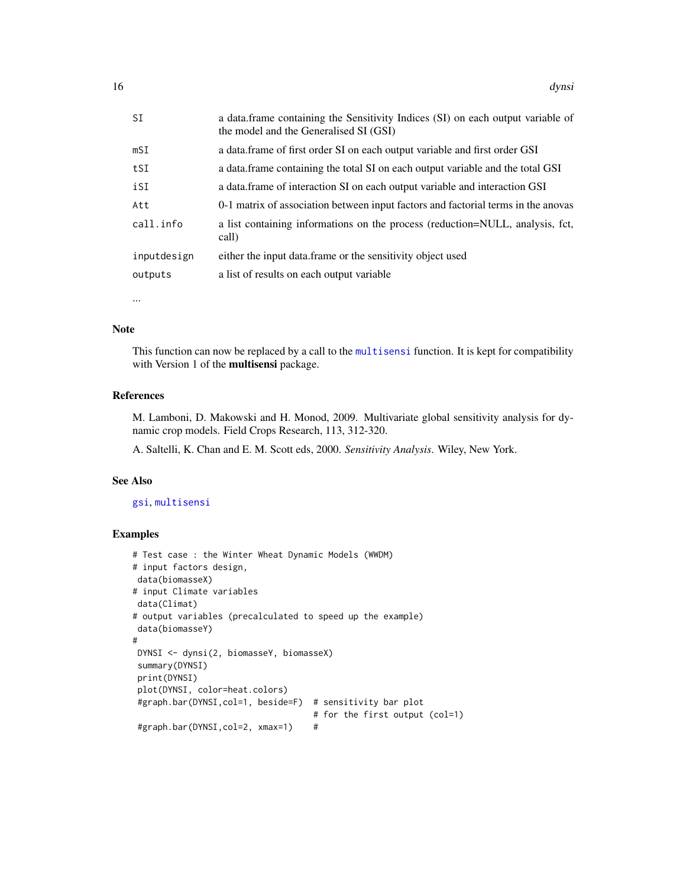| | |
|---|---|
| SI | a data.frame containing the Sensitivity Indices (SI) on each output variable of the model and the Generalised SI (GSI) |
| mSI | a data.frame of first order SI on each output variable and first order GSI |
| tSI | a data.frame containing the total SI on each output variable and the total GSI |
| iSI | a data.frame of interaction SI on each output variable and interaction GSI |
| Att | 0-1 matrix of association between input factors and factorial terms in the anovas |
| call.info | a list containing informations on the process (reduction=NULL, analysis, fct, call) |
| inputdesign | either the input data.frame or the sensitivity object used |
| outputs | a list of results on each output variable |

...

## Note

This function can now be replaced by a call to the multisensi function. It is kept for compatibility with Version 1 of the **multisensi** package.

## References

M. Lamboni, D. Makowski and H. Monod, 2009. Multivariate global sensitivity analysis for dynamic crop models. Field Crops Research, 113, 312-320.

A. Saltelli, K. Chan and E. M. Scott eds, 2000. *Sensitivity Analysis*. Wiley, New York.

## See Also

gsi, multisensi

## Examples

```
# Test case : the Winter Wheat Dynamic Models (WWDM)
# input factors design,
 data(biomasseX)
# input Climate variables
 data(Climat)
# output variables (precalculated to speed up the example)
 data(biomasseY)
#
 DYNSI <- dynsi(2, biomasseY, biomasseX)
 summary(DYNSI)
 print(DYNSI)
 plot(DYNSI, color=heat.colors)
 #graph.bar(DYNSI,col=1, beside=F)  # sensitivity bar plot
                                    # for the first output (col=1)
 #graph.bar(DYNSI,col=2, xmax=1)    #
```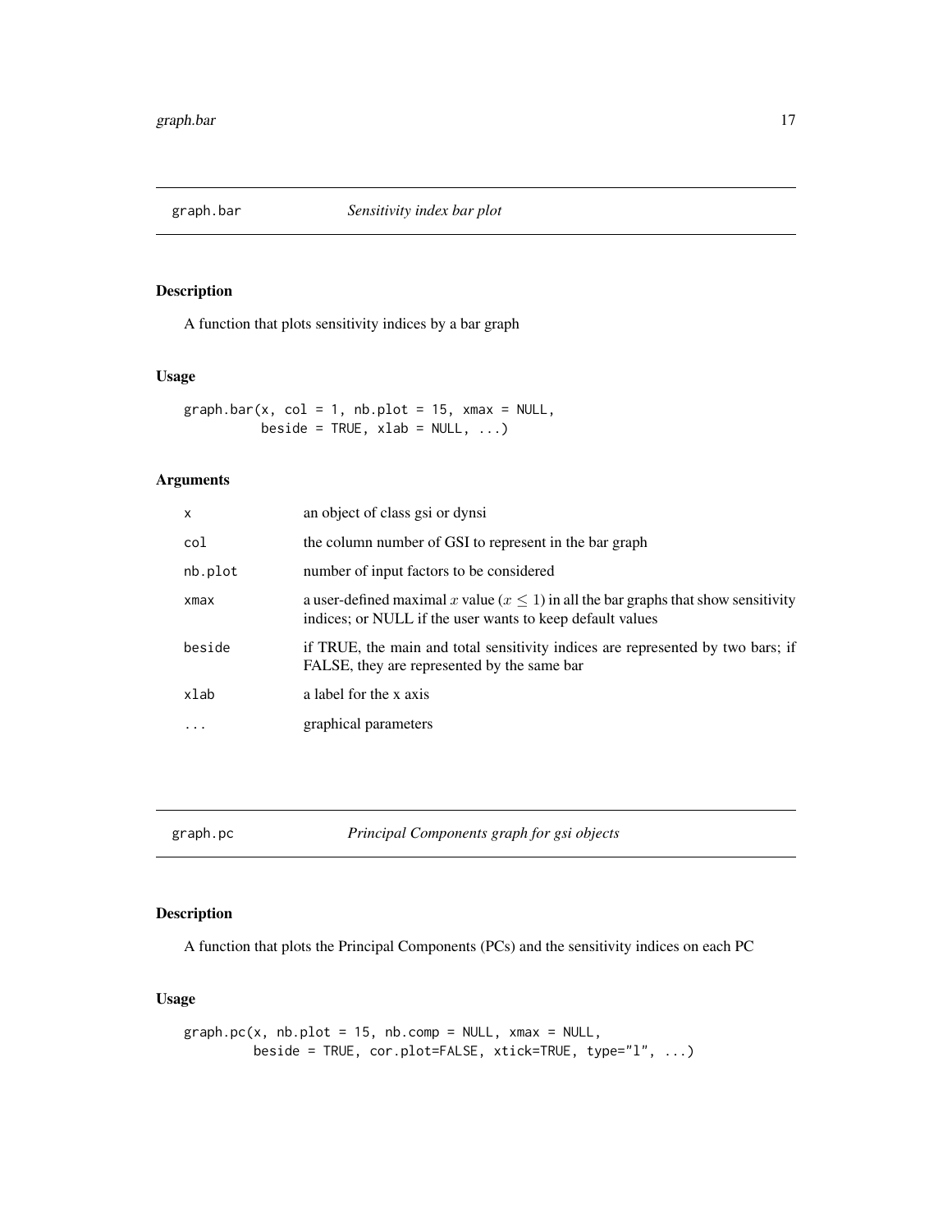## graph.bar *Sensitivity index bar plot*

### Description

A function that plots sensitivity indices by a bar graph

### Usage

```
graph.bar(x, col = 1, nb.plot = 15, xmax = NULL,
          beside = TRUE, xlab = NULL, ...)
```

### Arguments

| | |
|---|---|
| x | an object of class gsi or dynsi |
| col | the column number of GSI to represent in the bar graph |
| nb.plot | number of input factors to be considered |
| xmax | a user-defined maximal $x$ value ($x \leq 1$) in all the bar graphs that show sensitivity indices; or NULL if the user wants to keep default values |
| beside | if TRUE, the main and total sensitivity indices are represented by two bars; if FALSE, they are represented by the same bar |
| xlab | a label for the x axis |
| ... | graphical parameters |

## graph.pc *Principal Components graph for gsi objects*

### Description

A function that plots the Principal Components (PCs) and the sensitivity indices on each PC

### Usage

```
graph.pc(x, nb.plot = 15, nb.comp = NULL, xmax = NULL,
         beside = TRUE, cor.plot=FALSE, xtick=TRUE, type="l", ...)
```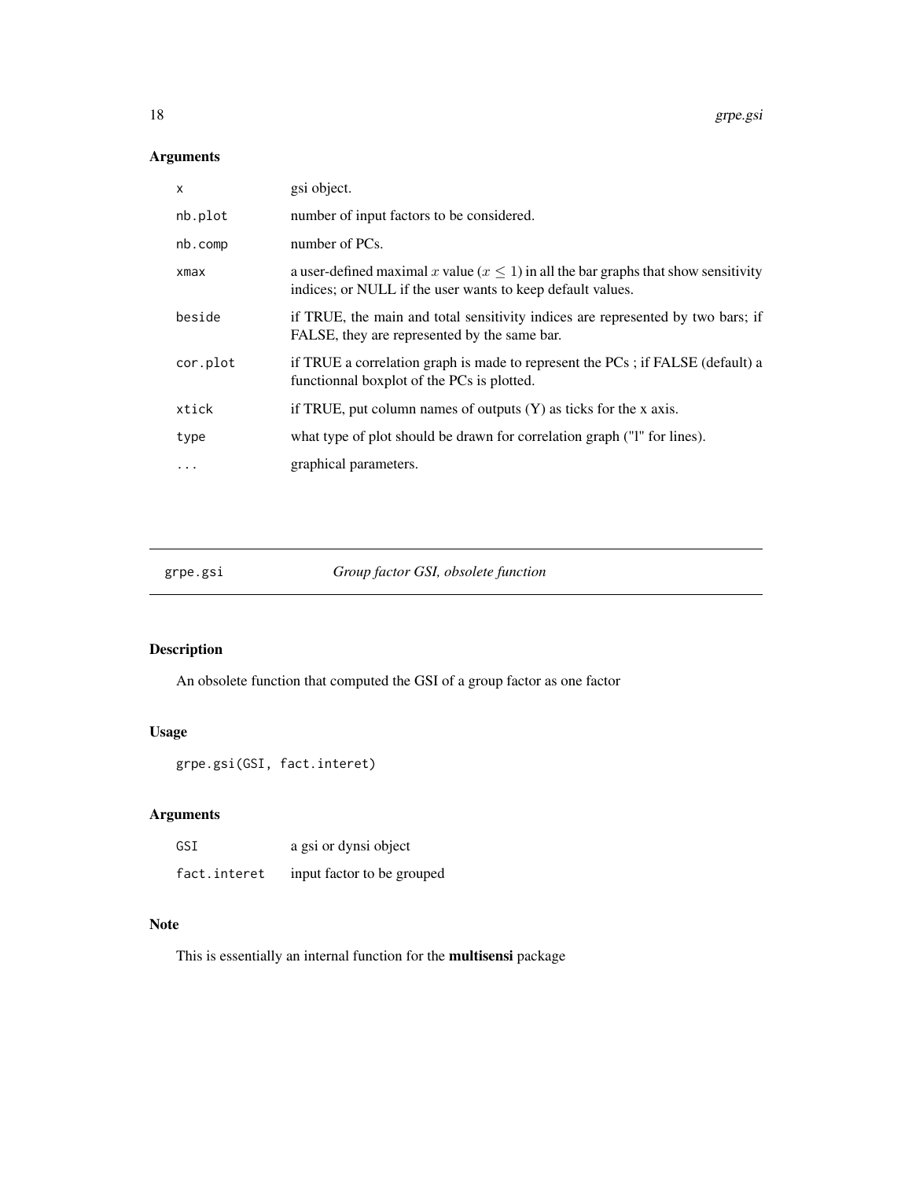## Arguments

| | |
|---|---|
| x | gsi object. |
| nb.plot | number of input factors to be considered. |
| nb.comp | number of PCs. |
| xmax | a user-defined maximal $x$ value ($x \leq 1$) in all the bar graphs that show sensitivity indices; or NULL if the user wants to keep default values. |
| beside | if TRUE, the main and total sensitivity indices are represented by two bars; if FALSE, they are represented by the same bar. |
| cor.plot | if TRUE a correlation graph is made to represent the PCs ; if FALSE (default) a functionnal boxplot of the PCs is plotted. |
| xtick | if TRUE, put column names of outputs (Y) as ticks for the x axis. |
| type | what type of plot should be drawn for correlation graph ("l" for lines). |
| ... | graphical parameters. |

---

# grpe.gsi — *Group factor GSI, obsolete function*

## Description

An obsolete function that computed the GSI of a group factor as one factor

## Usage

```
grpe.gsi(GSI, fact.interet)
```

## Arguments

| | |
|---|---|
| GSI | a gsi or dynsi object |
| fact.interet | input factor to be grouped |

## Note

This is essentially an internal function for the **multisensi** package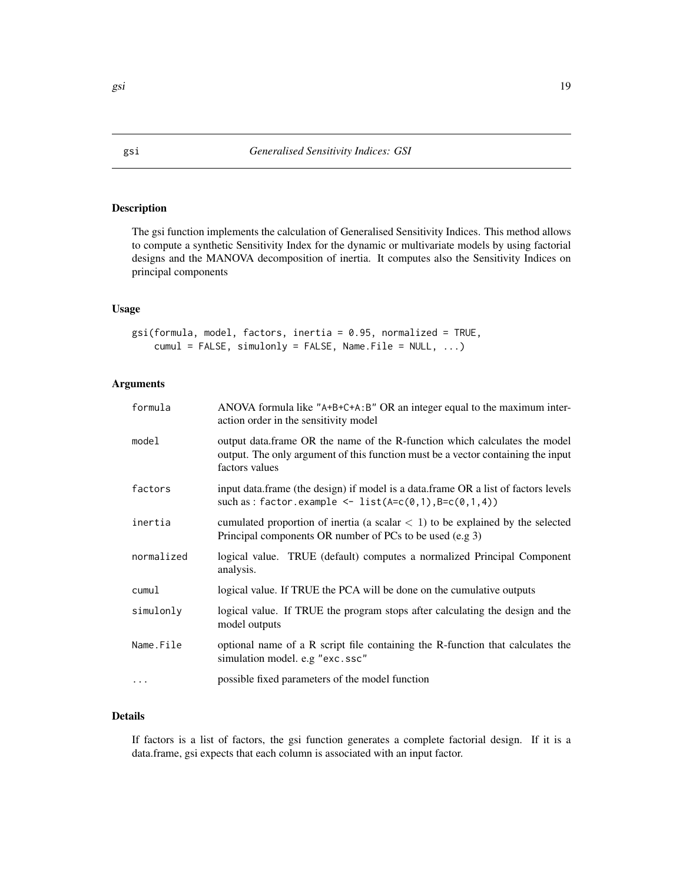# gsi — *Generalised Sensitivity Indices: GSI*

## Description

The gsi function implements the calculation of Generalised Sensitivity Indices. This method allows to compute a synthetic Sensitivity Index for the dynamic or multivariate models by using factorial designs and the MANOVA decomposition of inertia. It computes also the Sensitivity Indices on principal components

## Usage

```
gsi(formula, model, factors, inertia = 0.95, normalized = TRUE,
    cumul = FALSE, simulonly = FALSE, Name.File = NULL, ...)
```

## Arguments

| | |
|---|---|
| `formula` | ANOVA formula like `"A+B+C+A:B"` OR an integer equal to the maximum interaction order in the sensitivity model |
| `model` | output data.frame OR the name of the R-function which calculates the model output. The only argument of this function must be a vector containing the input factors values |
| `factors` | input data.frame (the design) if model is a data.frame OR a list of factors levels such as : `factor.example <- list(A=c(0,1),B=c(0,1,4))` |
| `inertia` | cumulated proportion of inertia (a scalar $< 1$) to be explained by the selected Principal components OR number of PCs to be used (e.g 3) |
| `normalized` | logical value. TRUE (default) computes a normalized Principal Component analysis. |
| `cumul` | logical value. If TRUE the PCA will be done on the cumulative outputs |
| `simulonly` | logical value. If TRUE the program stops after calculating the design and the model outputs |
| `Name.File` | optional name of a R script file containing the R-function that calculates the simulation model. e.g `"exc.ssc"` |
| `...` | possible fixed parameters of the model function |

## Details

If factors is a list of factors, the gsi function generates a complete factorial design. If it is a data.frame, gsi expects that each column is associated with an input factor.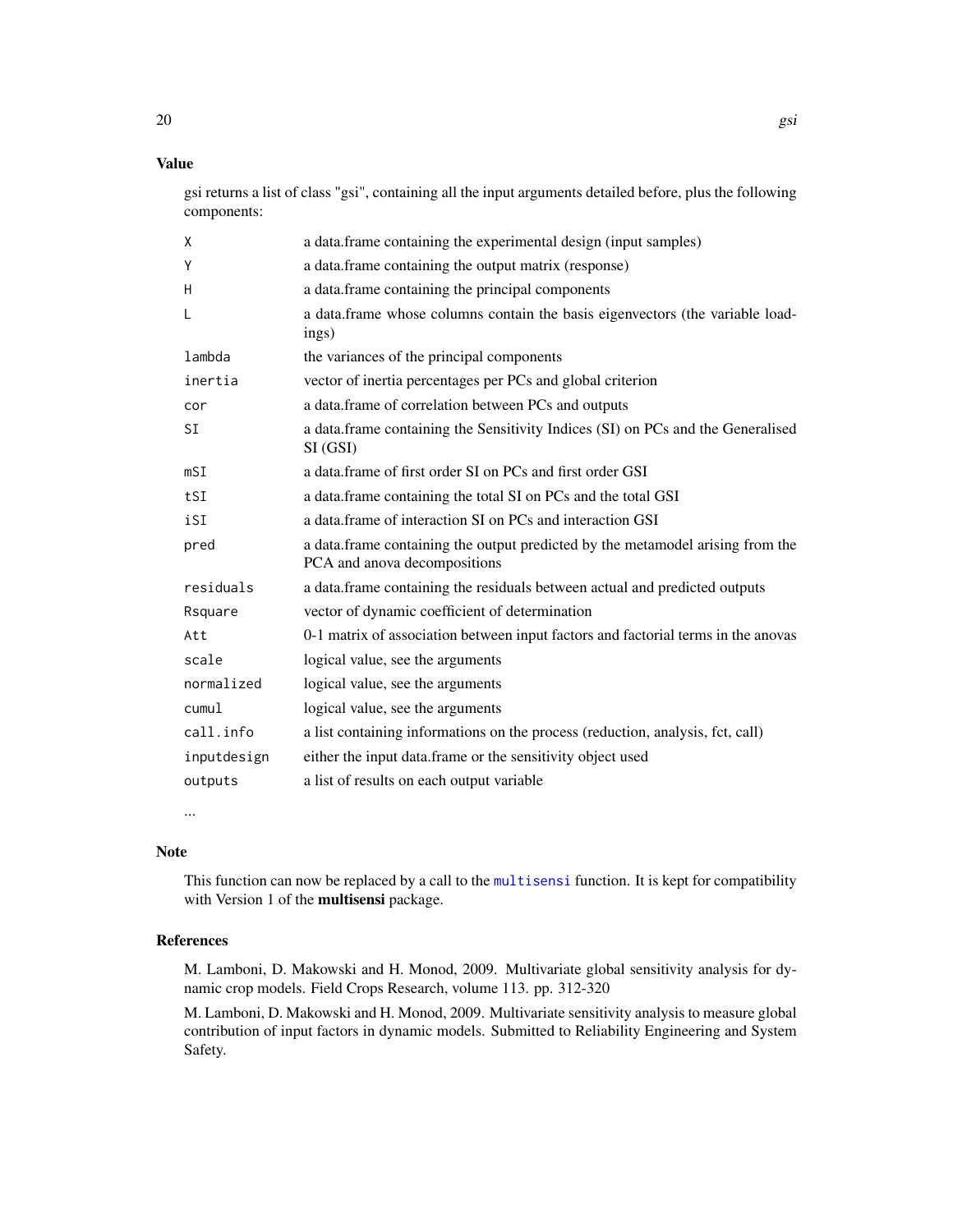## Value

gsi returns a list of class "gsi", containing all the input arguments detailed before, plus the following components:

| | |
|---|---|
| `X` | a data.frame containing the experimental design (input samples) |
| `Y` | a data.frame containing the output matrix (response) |
| `H` | a data.frame containing the principal components |
| `L` | a data.frame whose columns contain the basis eigenvectors (the variable loadings) |
| `lambda` | the variances of the principal components |
| `inertia` | vector of inertia percentages per PCs and global criterion |
| `cor` | a data.frame of correlation between PCs and outputs |
| `SI` | a data.frame containing the Sensitivity Indices (SI) on PCs and the Generalised SI (GSI) |
| `mSI` | a data.frame of first order SI on PCs and first order GSI |
| `tSI` | a data.frame containing the total SI on PCs and the total GSI |
| `iSI` | a data.frame of interaction SI on PCs and interaction GSI |
| `pred` | a data.frame containing the output predicted by the metamodel arising from the PCA and anova decompositions |
| `residuals` | a data.frame containing the residuals between actual and predicted outputs |
| `Rsquare` | vector of dynamic coefficient of determination |
| `Att` | 0-1 matrix of association between input factors and factorial terms in the anovas |
| `scale` | logical value, see the arguments |
| `normalized` | logical value, see the arguments |
| `cumul` | logical value, see the arguments |
| `call.info` | a list containing informations on the process (reduction, analysis, fct, call) |
| `inputdesign` | either the input data.frame or the sensitivity object used |
| `outputs` | a list of results on each output variable |

...

## Note

This function can now be replaced by a call to the `multisensi` function. It is kept for compatibility with Version 1 of the **multisensi** package.

## References

M. Lamboni, D. Makowski and H. Monod, 2009. Multivariate global sensitivity analysis for dynamic crop models. Field Crops Research, volume 113. pp. 312-320

M. Lamboni, D. Makowski and H. Monod, 2009. Multivariate sensitivity analysis to measure global contribution of input factors in dynamic models. Submitted to Reliability Engineering and System Safety.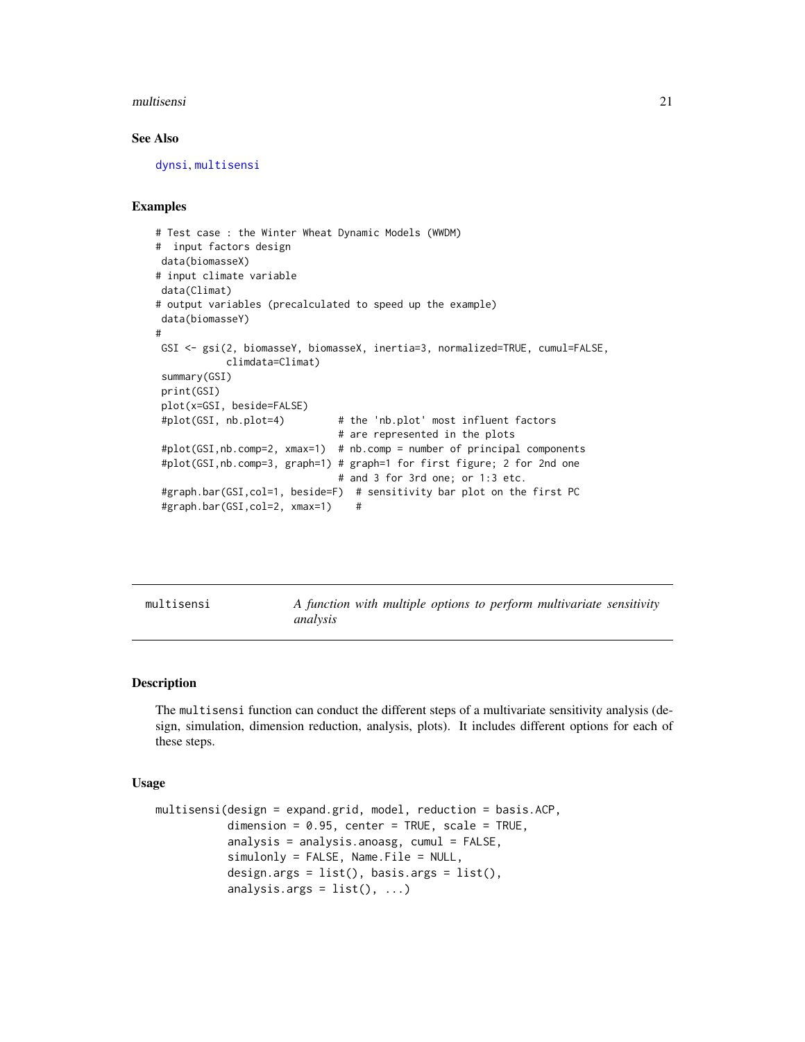### See Also

dynsi, multisensi

### Examples

```
# Test case : the Winter Wheat Dynamic Models (WWDM)
#  input factors design
 data(biomasseX)
# input climate variable
 data(Climat)
# output variables (precalculated to speed up the example)
 data(biomasseY)
#
 GSI <- gsi(2, biomasseY, biomasseX, inertia=3, normalized=TRUE, cumul=FALSE,
           climdata=Climat)
 summary(GSI)
 print(GSI)
 plot(x=GSI, beside=FALSE)
 #plot(GSI, nb.plot=4)         # the 'nb.plot' most influent factors
                               # are represented in the plots
 #plot(GSI,nb.comp=2, xmax=1)  # nb.comp = number of principal components
 #plot(GSI,nb.comp=3, graph=1) # graph=1 for first figure; 2 for 2nd one
                               # and 3 for 3rd one; or 1:3 etc.
 #graph.bar(GSI,col=1, beside=F)  # sensitivity bar plot on the first PC
 #graph.bar(GSI,col=2, xmax=1)    #
```

---

## multisensi — *A function with multiple options to perform multivariate sensitivity analysis*

---

### Description

The multisensi function can conduct the different steps of a multivariate sensitivity analysis (design, simulation, dimension reduction, analysis, plots). It includes different options for each of these steps.

### Usage

```
multisensi(design = expand.grid, model, reduction = basis.ACP,
           dimension = 0.95, center = TRUE, scale = TRUE,
           analysis = analysis.anoasg, cumul = FALSE,
           simulonly = FALSE, Name.File = NULL,
           design.args = list(), basis.args = list(),
           analysis.args = list(), ...)
```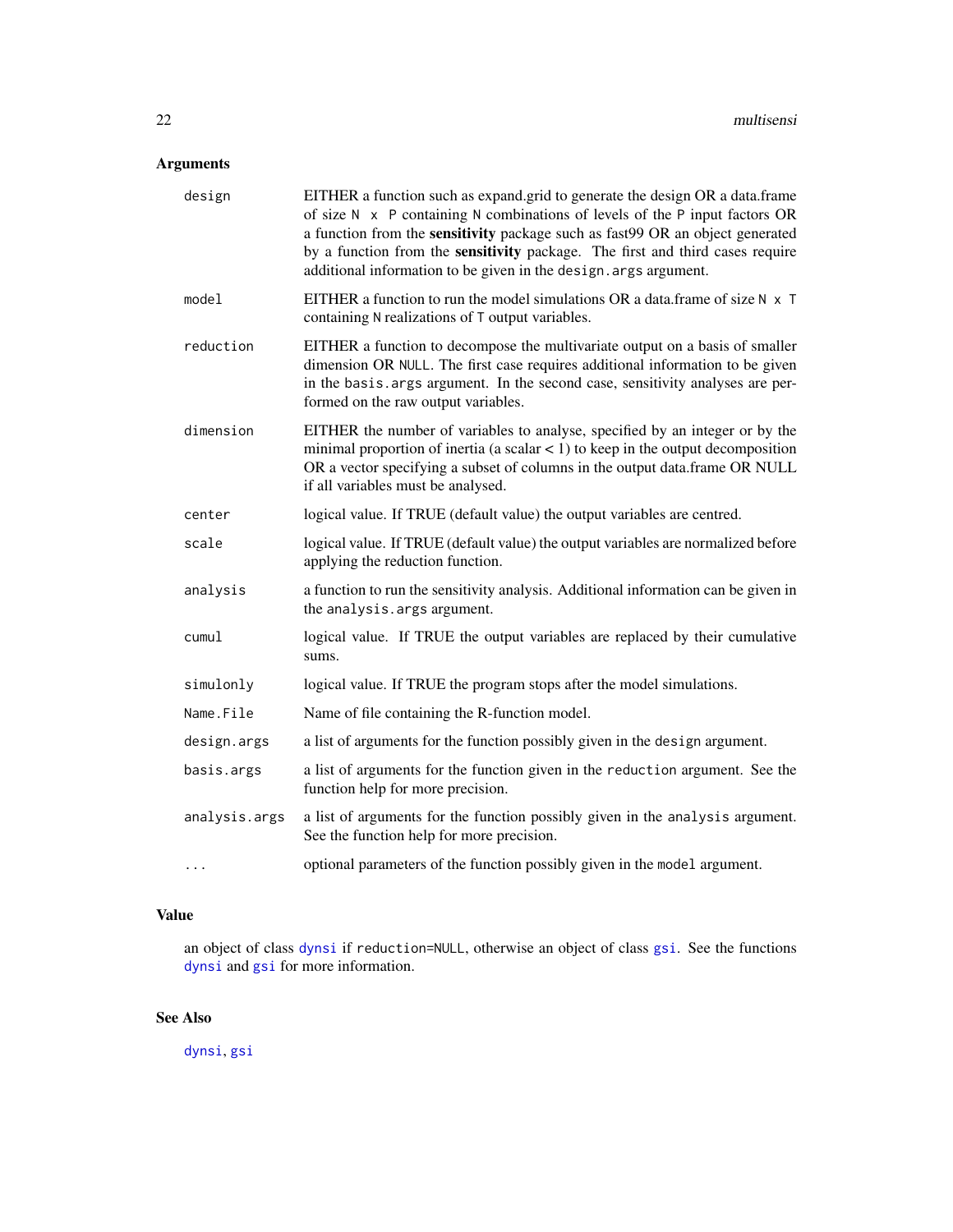## Arguments

| | |
|---|---|
| `design` | EITHER a function such as expand.grid to generate the design OR a data.frame of size `N x P` containing `N` combinations of levels of the `P` input factors OR a function from the **sensitivity** package such as fast99 OR an object generated by a function from the **sensitivity** package. The first and third cases require additional information to be given in the `design.args` argument. |
| `model` | EITHER a function to run the model simulations OR a data.frame of size `N x T` containing `N` realizations of `T` output variables. |
| `reduction` | EITHER a function to decompose the multivariate output on a basis of smaller dimension OR `NULL`. The first case requires additional information to be given in the `basis.args` argument. In the second case, sensitivity analyses are performed on the raw output variables. |
| `dimension` | EITHER the number of variables to analyse, specified by an integer or by the minimal proportion of inertia (a scalar < 1) to keep in the output decomposition OR a vector specifying a subset of columns in the output data.frame OR NULL if all variables must be analysed. |
| `center` | logical value. If TRUE (default value) the output variables are centred. |
| `scale` | logical value. If TRUE (default value) the output variables are normalized before applying the reduction function. |
| `analysis` | a function to run the sensitivity analysis. Additional information can be given in the `analysis.args` argument. |
| `cumul` | logical value. If TRUE the output variables are replaced by their cumulative sums. |
| `simulonly` | logical value. If TRUE the program stops after the model simulations. |
| `Name.File` | Name of file containing the R-function model. |
| `design.args` | a list of arguments for the function possibly given in the `design` argument. |
| `basis.args` | a list of arguments for the function given in the `reduction` argument. See the function help for more precision. |
| `analysis.args` | a list of arguments for the function possibly given in the `analysis` argument. See the function help for more precision. |
| `...` | optional parameters of the function possibly given in the `model` argument. |

## Value

an object of class `dynsi` if `reduction=NULL`, otherwise an object of class `gsi`. See the functions `dynsi` and `gsi` for more information.

## See Also

`dynsi`, `gsi`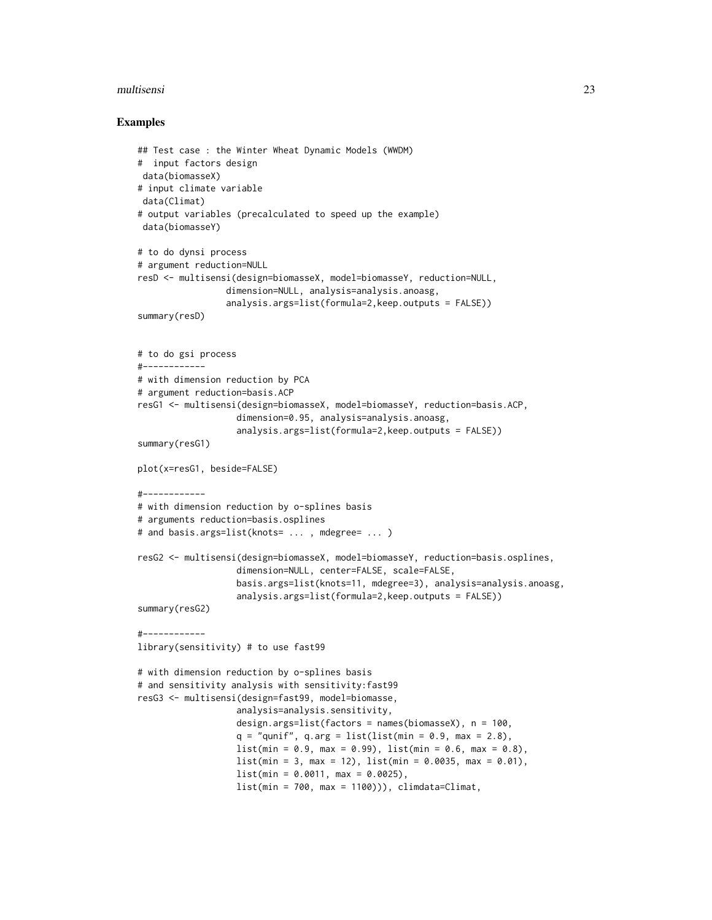## Examples

```
## Test case : the Winter Wheat Dynamic Models (WWDM)
#  input factors design
 data(biomasseX)
# input climate variable
 data(Climat)
# output variables (precalculated to speed up the example)
 data(biomasseY)

# to do dynsi process
# argument reduction=NULL
resD <- multisensi(design=biomasseX, model=biomasseY, reduction=NULL,
                 dimension=NULL, analysis=analysis.anoasg,
                 analysis.args=list(formula=2,keep.outputs = FALSE))
summary(resD)


# to do gsi process
#------------
# with dimension reduction by PCA
# argument reduction=basis.ACP
resG1 <- multisensi(design=biomasseX, model=biomasseY, reduction=basis.ACP,
                   dimension=0.95, analysis=analysis.anoasg,
                   analysis.args=list(formula=2,keep.outputs = FALSE))
summary(resG1)

plot(x=resG1, beside=FALSE)

#------------
# with dimension reduction by o-splines basis
# arguments reduction=basis.osplines
# and basis.args=list(knots= ... , mdegree= ... )

resG2 <- multisensi(design=biomasseX, model=biomasseY, reduction=basis.osplines,
                   dimension=NULL, center=FALSE, scale=FALSE,
                   basis.args=list(knots=11, mdegree=3), analysis=analysis.anoasg,
                   analysis.args=list(formula=2,keep.outputs = FALSE))
summary(resG2)

#------------
library(sensitivity) # to use fast99

# with dimension reduction by o-splines basis
# and sensitivity analysis with sensitivity:fast99
resG3 <- multisensi(design=fast99, model=biomasse,
                   analysis=analysis.sensitivity,
                   design.args=list(factors = names(biomasseX), n = 100,
                   q = "qunif", q.arg = list(list(min = 0.9, max = 2.8),
                   list(min = 0.9, max = 0.99), list(min = 0.6, max = 0.8),
                   list(min = 3, max = 12), list(min = 0.0035, max = 0.01),
                   list(min = 0.0011, max = 0.0025),
                   list(min = 700, max = 1100))), climdata=Climat,
```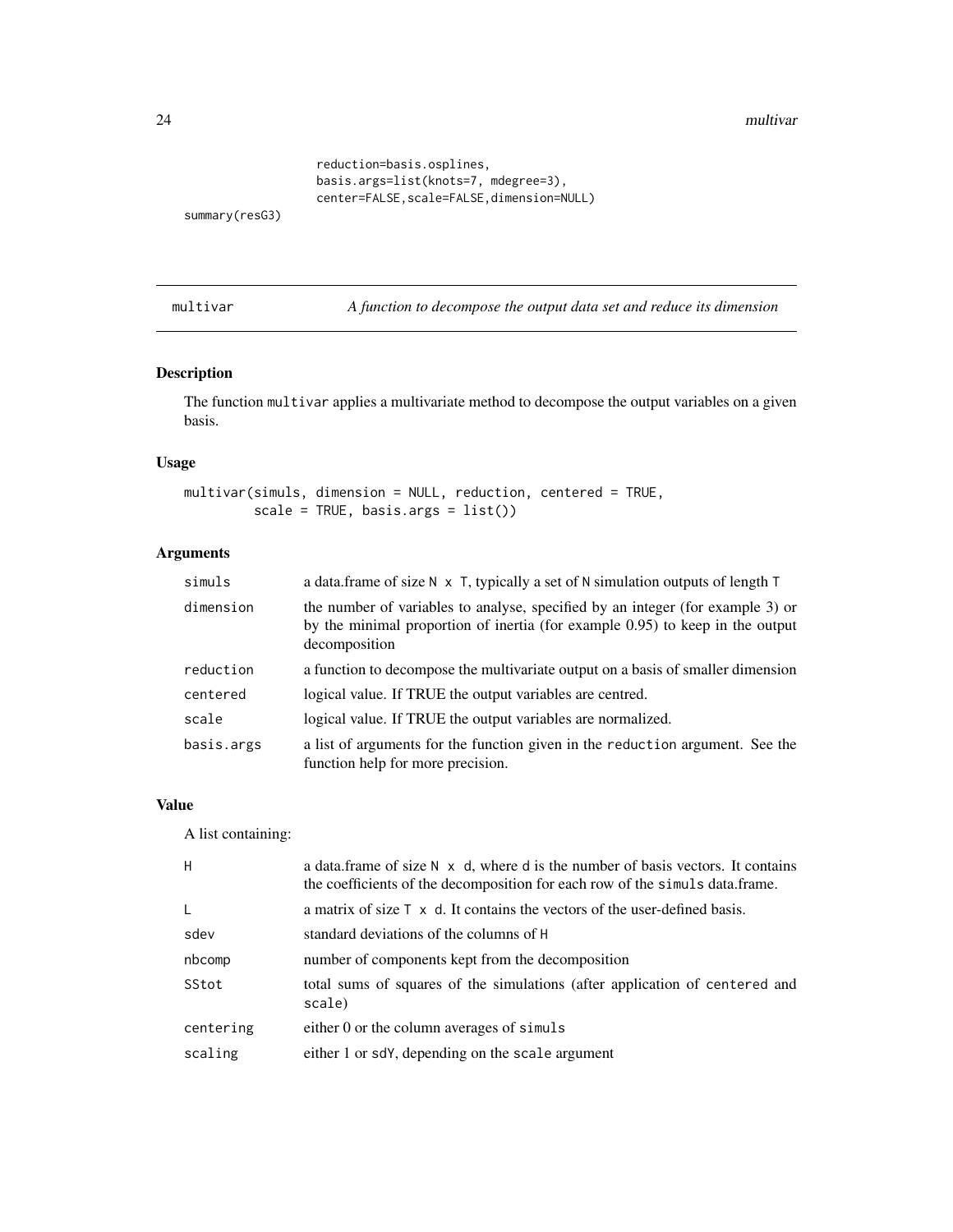```
                reduction=basis.osplines,
                basis.args=list(knots=7, mdegree=3),
                center=FALSE,scale=FALSE,dimension=NULL)
summary(resG3)
```

## multivar — *A function to decompose the output data set and reduce its dimension*

### Description

The function `multivar` applies a multivariate method to decompose the output variables on a given basis.

### Usage

```
multivar(simuls, dimension = NULL, reduction, centered = TRUE,
         scale = TRUE, basis.args = list())
```

### Arguments

| | |
|---|---|
| `simuls` | a data.frame of size `N x T`, typically a set of `N` simulation outputs of length `T` |
| `dimension` | the number of variables to analyse, specified by an integer (for example 3) or by the minimal proportion of inertia (for example 0.95) to keep in the output decomposition |
| `reduction` | a function to decompose the multivariate output on a basis of smaller dimension |
| `centered` | logical value. If TRUE the output variables are centred. |
| `scale` | logical value. If TRUE the output variables are normalized. |
| `basis.args` | a list of arguments for the function given in the `reduction` argument. See the function help for more precision. |

### Value

A list containing:

| | |
|---|---|
| `H` | a data.frame of size `N x d`, where `d` is the number of basis vectors. It contains the coefficients of the decomposition for each row of the `simuls` data.frame. |
| `L` | a matrix of size `T x d`. It contains the vectors of the user-defined basis. |
| `sdev` | standard deviations of the columns of `H` |
| `nbcomp` | number of components kept from the decomposition |
| `SStot` | total sums of squares of the simulations (after application of `centered` and `scale`) |
| `centering` | either 0 or the column averages of `simuls` |
| `scaling` | either 1 or `sdY`, depending on the `scale` argument |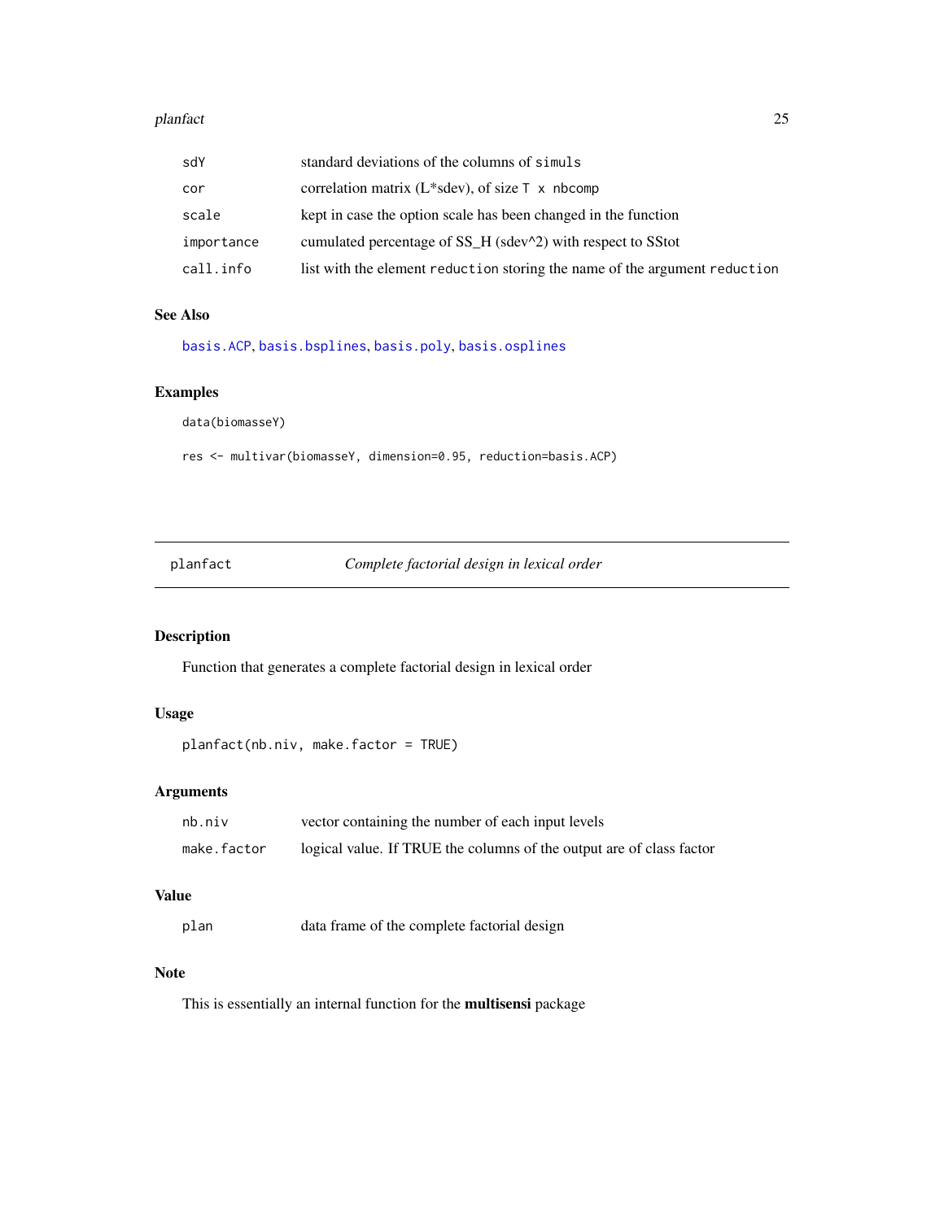| | |
|---|---|
| sdY | standard deviations of the columns of simuls |
| cor | correlation matrix (L*sdev), of size T x nbcomp |
| scale | kept in case the option scale has been changed in the function |
| importance | cumulated percentage of SS_H (sdev^2) with respect to SStot |
| call.info | list with the element reduction storing the name of the argument reduction |

### See Also

basis.ACP, basis.bsplines, basis.poly, basis.osplines

### Examples

```
data(biomasseY)

res <- multivar(biomasseY, dimension=0.95, reduction=basis.ACP)
```

---

## planfact — *Complete factorial design in lexical order*

### Description

Function that generates a complete factorial design in lexical order

### Usage

```
planfact(nb.niv, make.factor = TRUE)
```

### Arguments

| | |
|---|---|
| nb.niv | vector containing the number of each input levels |
| make.factor | logical value. If TRUE the columns of the output are of class factor |

### Value

| | |
|---|---|
| plan | data frame of the complete factorial design |

### Note

This is essentially an internal function for the **multisensi** package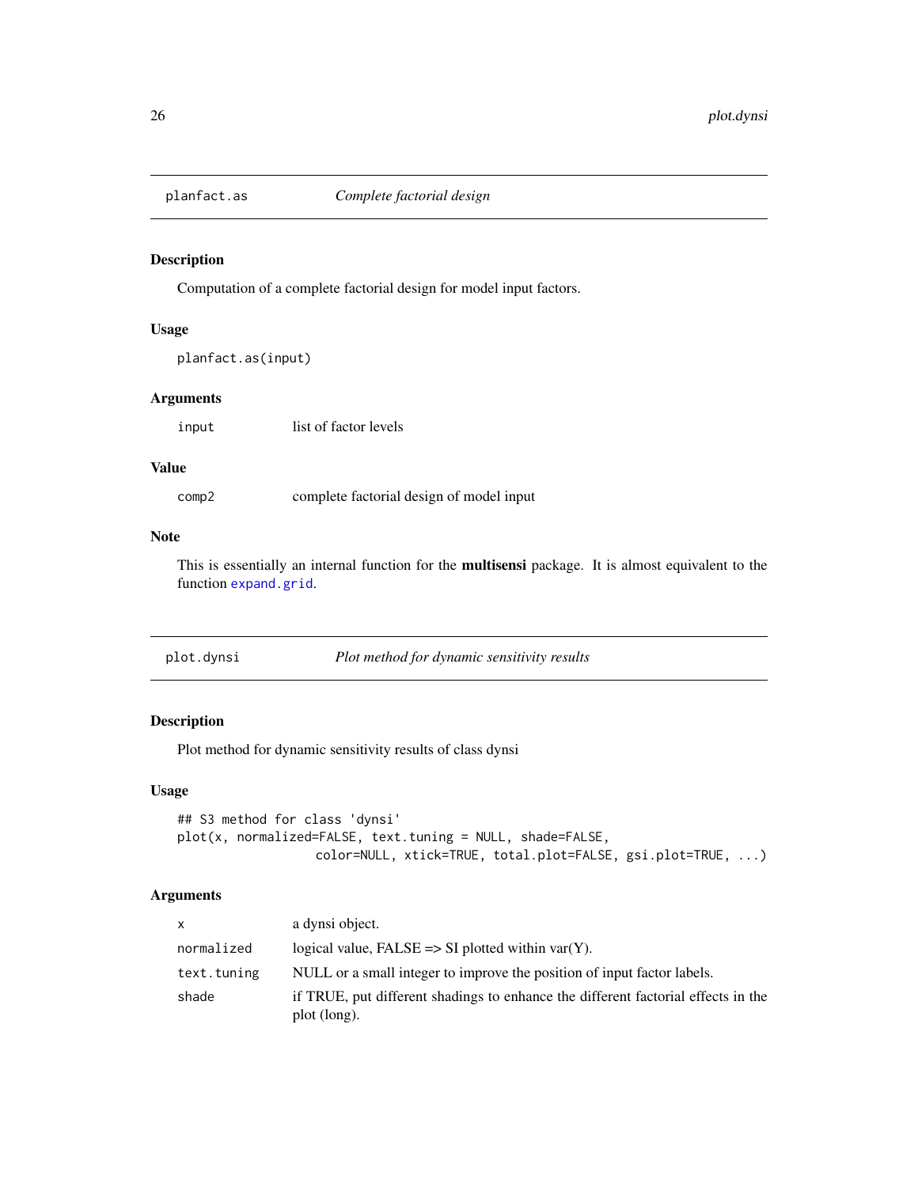## planfact.as *Complete factorial design*

### Description

Computation of a complete factorial design for model input factors.

### Usage

```
planfact.as(input)
```

### Arguments

| | |
|---|---|
| input | list of factor levels |

### Value

| | |
|---|---|
| comp2 | complete factorial design of model input |

### Note

This is essentially an internal function for the **multisensi** package. It is almost equivalent to the function expand.grid.

## plot.dynsi *Plot method for dynamic sensitivity results*

### Description

Plot method for dynamic sensitivity results of class dynsi

### Usage

```
## S3 method for class 'dynsi'
plot(x, normalized=FALSE, text.tuning = NULL, shade=FALSE,
                 color=NULL, xtick=TRUE, total.plot=FALSE, gsi.plot=TRUE, ...)
```

### Arguments

| | |
|---|---|
| x | a dynsi object. |
| normalized | logical value, FALSE => SI plotted within var(Y). |
| text.tuning | NULL or a small integer to improve the position of input factor labels. |
| shade | if TRUE, put different shadings to enhance the different factorial effects in the plot (long). |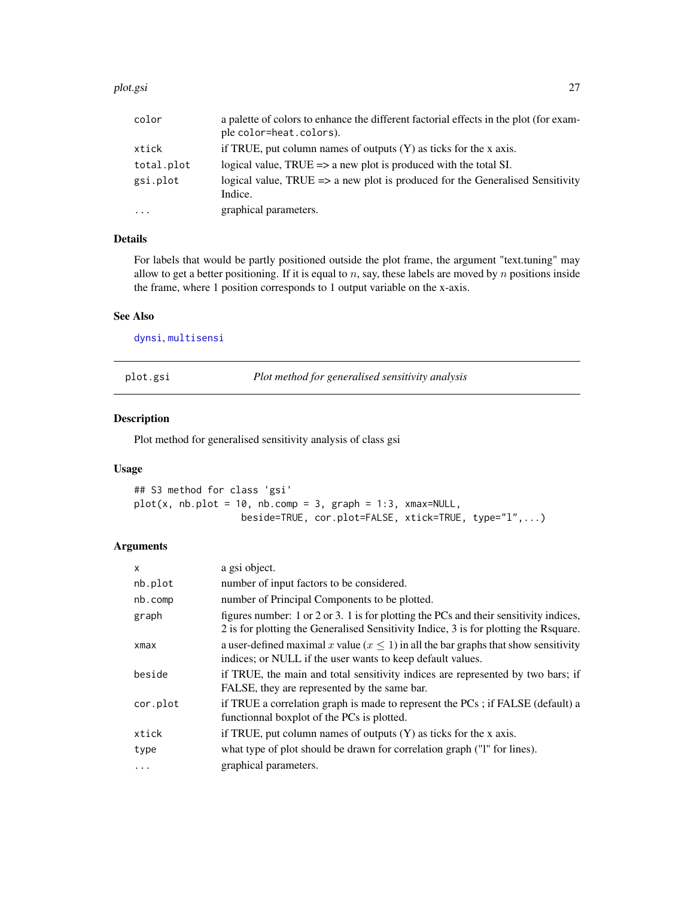| | |
|---|---|
| color | a palette of colors to enhance the different factorial effects in the plot (for example color=heat.colors). |
| xtick | if TRUE, put column names of outputs (Y) as ticks for the x axis. |
| total.plot | logical value, TRUE => a new plot is produced with the total SI. |
| gsi.plot | logical value, TRUE => a new plot is produced for the Generalised Sensitivity Indice. |
| ... | graphical parameters. |

### Details

For labels that would be partly positioned outside the plot frame, the argument "text.tuning" may allow to get a better positioning. If it is equal to $n$, say, these labels are moved by $n$ positions inside the frame, where 1 position corresponds to 1 output variable on the x-axis.

### See Also

dynsi, multisensi

---

## plot.gsi — *Plot method for generalised sensitivity analysis*

### Description

Plot method for generalised sensitivity analysis of class gsi

### Usage

```
## S3 method for class 'gsi'
plot(x, nb.plot = 10, nb.comp = 3, graph = 1:3, xmax=NULL,
                  beside=TRUE, cor.plot=FALSE, xtick=TRUE, type="l",...)
```

### Arguments

| | |
|---|---|
| x | a gsi object. |
| nb.plot | number of input factors to be considered. |
| nb.comp | number of Principal Components to be plotted. |
| graph | figures number: 1 or 2 or 3. 1 is for plotting the PCs and their sensitivity indices, 2 is for plotting the Generalised Sensitivity Indice, 3 is for plotting the Rsquare. |
| xmax | a user-defined maximal $x$ value ($x \leq 1$) in all the bar graphs that show sensitivity indices; or NULL if the user wants to keep default values. |
| beside | if TRUE, the main and total sensitivity indices are represented by two bars; if FALSE, they are represented by the same bar. |
| cor.plot | if TRUE a correlation graph is made to represent the PCs ; if FALSE (default) a functionnal boxplot of the PCs is plotted. |
| xtick | if TRUE, put column names of outputs (Y) as ticks for the x axis. |
| type | what type of plot should be drawn for correlation graph ("l" for lines). |
| ... | graphical parameters. |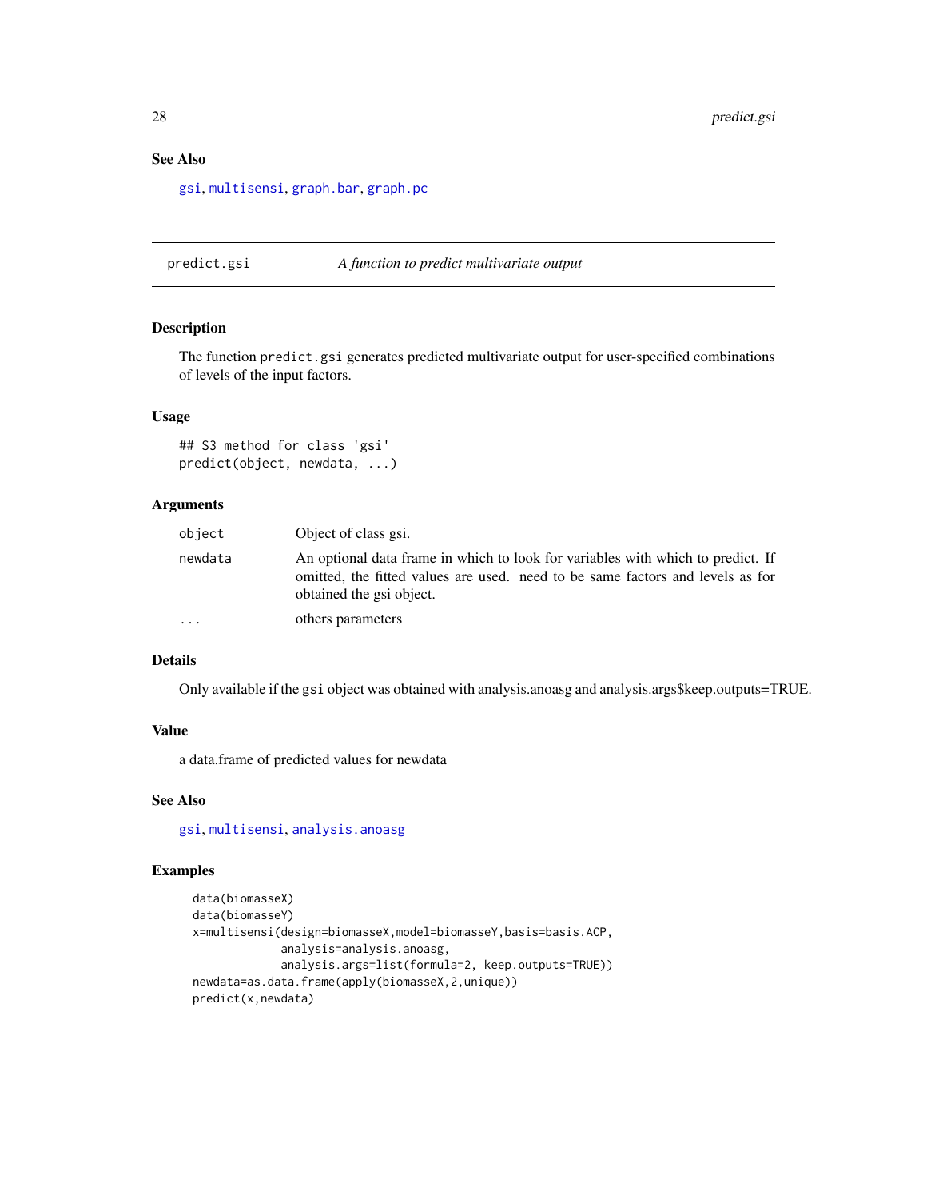### See Also

gsi, multisensi, graph.bar, graph.pc

---

## predict.gsi — *A function to predict multivariate output*

### Description

The function `predict.gsi` generates predicted multivariate output for user-specified combinations of levels of the input factors.

### Usage

```
## S3 method for class 'gsi'
predict(object, newdata, ...)
```

### Arguments

| | |
|---|---|
| object | Object of class gsi. |
| newdata | An optional data frame in which to look for variables with which to predict. If omitted, the fitted values are used. need to be same factors and levels as for obtained the gsi object. |
| ... | others parameters |

### Details

Only available if the `gsi` object was obtained with analysis.anoasg and analysis.args$keep.outputs=TRUE.

### Value

a data.frame of predicted values for newdata

### See Also

gsi, multisensi, analysis.anoasg

### Examples

```
data(biomasseX)
data(biomasseY)
x=multisensi(design=biomasseX,model=biomasseY,basis=basis.ACP,
             analysis=analysis.anoasg,
             analysis.args=list(formula=2, keep.outputs=TRUE))
newdata=as.data.frame(apply(biomasseX,2,unique))
predict(x,newdata)
```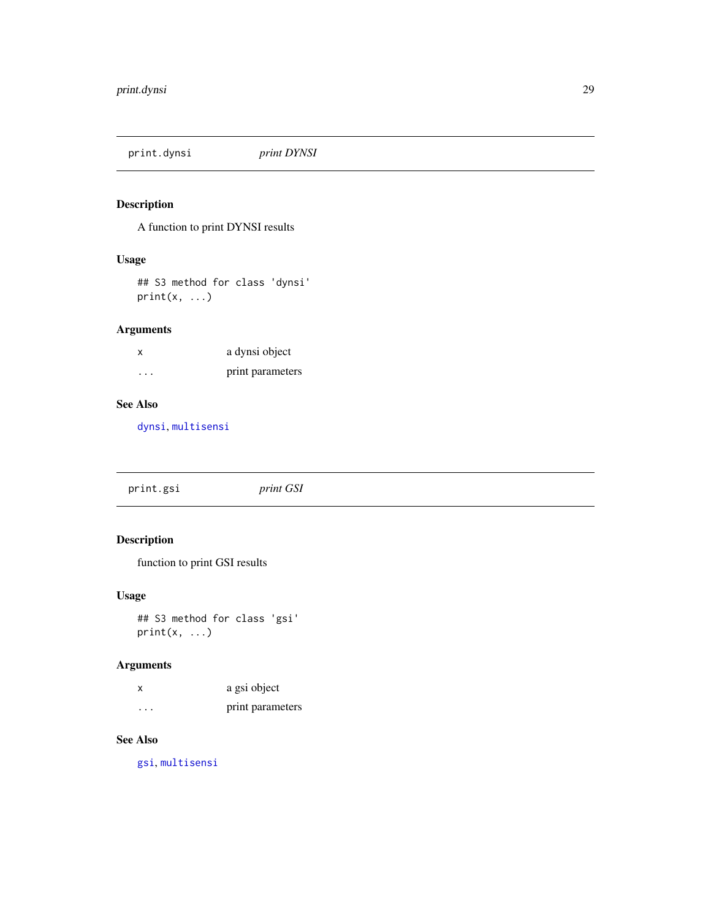## print.dynsi *print DYNSI*

### Description

A function to print DYNSI results

### Usage

```
## S3 method for class 'dynsi'
print(x, ...)
```

### Arguments

| | |
|---|---|
| x | a dynsi object |
| ... | print parameters |

### See Also

dynsi, multisensi

## print.gsi *print GSI*

### Description

function to print GSI results

### Usage

```
## S3 method for class 'gsi'
print(x, ...)
```

### Arguments

| | |
|---|---|
| x | a gsi object |
| ... | print parameters |

### See Also

gsi, multisensi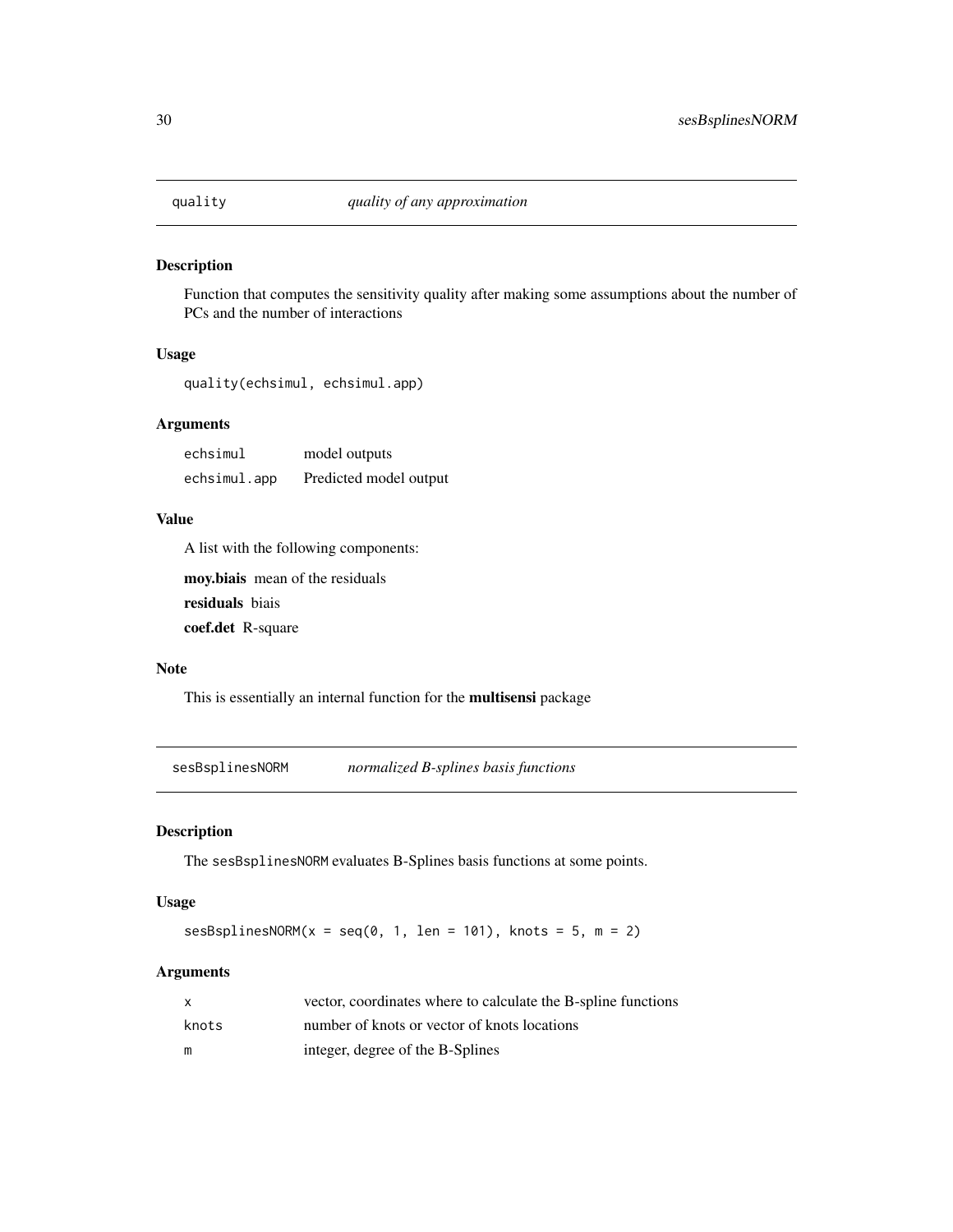## quality *quality of any approximation*

### Description

Function that computes the sensitivity quality after making some assumptions about the number of PCs and the number of interactions

### Usage

```
quality(echsimul, echsimul.app)
```

### Arguments

| | |
|---|---|
| echsimul | model outputs |
| echsimul.app | Predicted model output |

### Value

A list with the following components:

**moy.biais** mean of the residuals

**residuals** biais

**coef.det** R-square

### Note

This is essentially an internal function for the **multisensi** package

## sesBsplinesNORM *normalized B-splines basis functions*

### Description

The `sesBsplinesNORM` evaluates B-Splines basis functions at some points.

### Usage

```
sesBsplinesNORM(x = seq(0, 1, len = 101), knots = 5, m = 2)
```

### Arguments

| | |
|---|---|
| x | vector, coordinates where to calculate the B-spline functions |
| knots | number of knots or vector of knots locations |
| m | integer, degree of the B-Splines |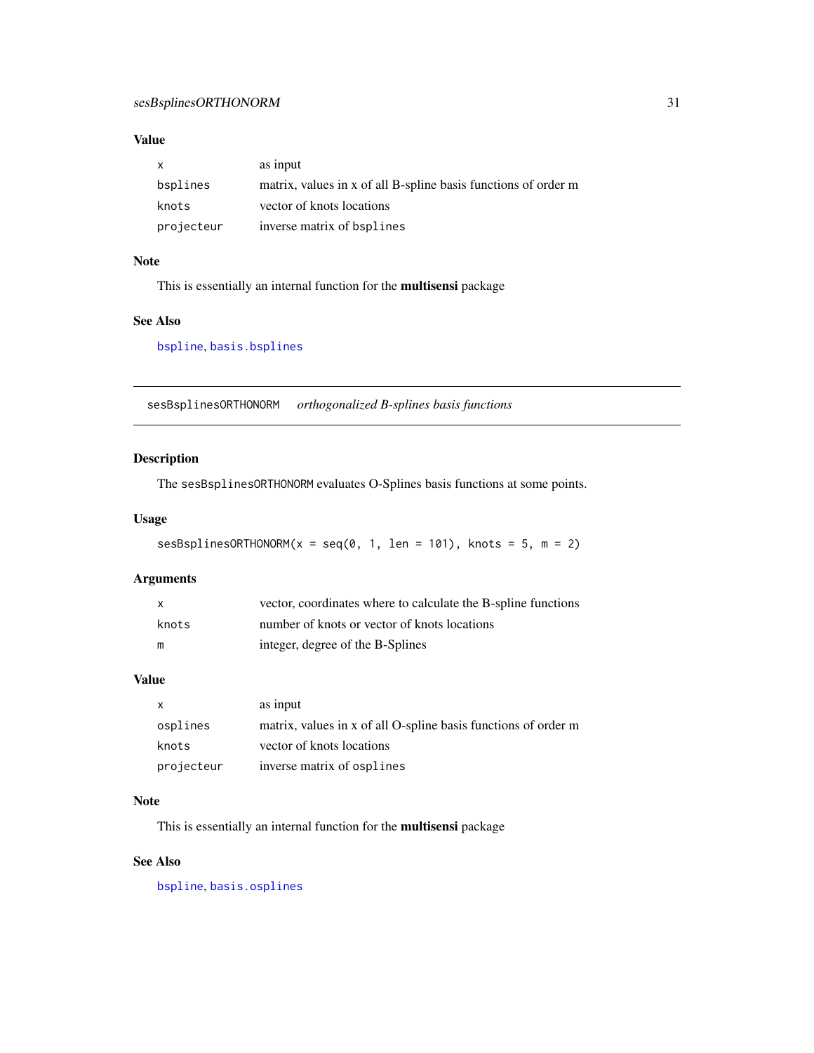### Value

| | |
|---|---|
| x | as input |
| bsplines | matrix, values in x of all B-spline basis functions of order m |
| knots | vector of knots locations |
| projecteur | inverse matrix of bsplines |

### Note

This is essentially an internal function for the **multisensi** package

### See Also

bspline, basis.bsplines

---

## sesBsplinesORTHONORM *orthogonalized B-splines basis functions*

### Description

The sesBsplinesORTHONORM evaluates O-Splines basis functions at some points.

### Usage

```
sesBsplinesORTHONORM(x = seq(0, 1, len = 101), knots = 5, m = 2)
```

### Arguments

| | |
|---|---|
| x | vector, coordinates where to calculate the B-spline functions |
| knots | number of knots or vector of knots locations |
| m | integer, degree of the B-Splines |

### Value

| | |
|---|---|
| x | as input |
| osplines | matrix, values in x of all O-spline basis functions of order m |
| knots | vector of knots locations |
| projecteur | inverse matrix of osplines |

### Note

This is essentially an internal function for the **multisensi** package

### See Also

bspline, basis.osplines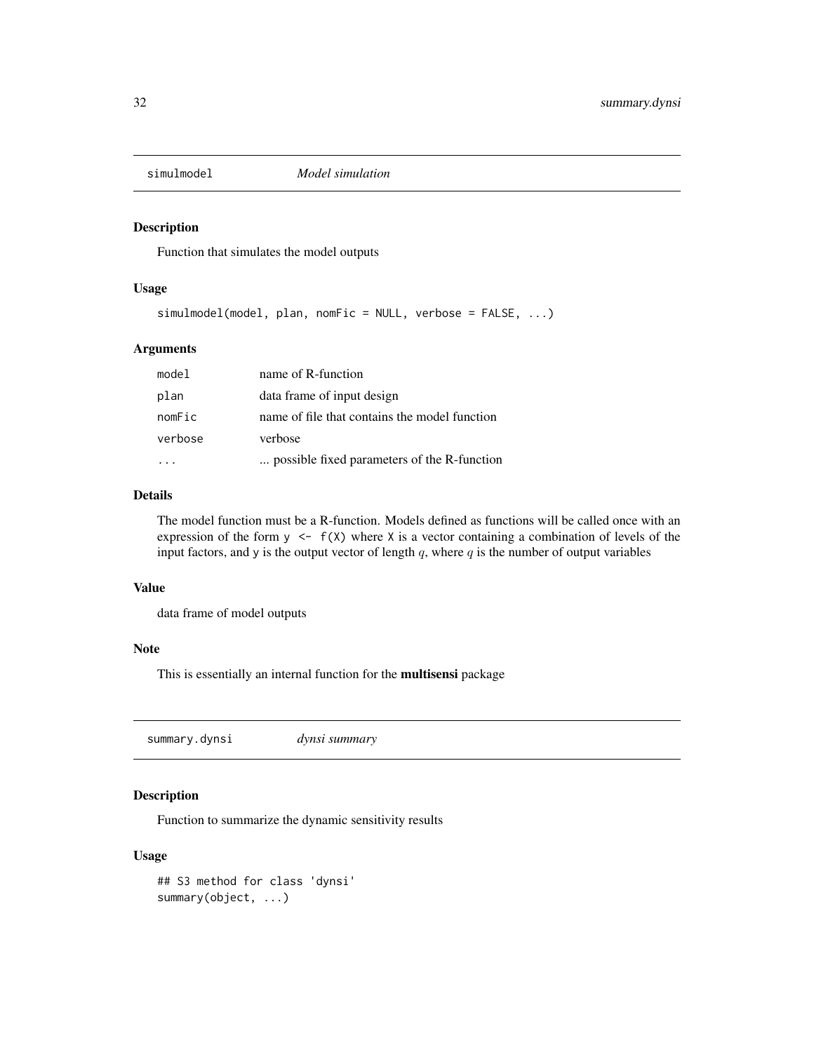## simulmodel *Model simulation*

### Description

Function that simulates the model outputs

### Usage

```
simulmodel(model, plan, nomFic = NULL, verbose = FALSE, ...)
```

### Arguments

| | |
|---|---|
| model | name of R-function |
| plan | data frame of input design |
| nomFic | name of file that contains the model function |
| verbose | verbose |
| ... | ... possible fixed parameters of the R-function |

### Details

The model function must be a R-function. Models defined as functions will be called once with an expression of the form `y <- f(X)` where `X` is a vector containing a combination of levels of the input factors, and `y` is the output vector of length $q$, where $q$ is the number of output variables

### Value

data frame of model outputs

### Note

This is essentially an internal function for the **multisensi** package

## summary.dynsi *dynsi summary*

### Description

Function to summarize the dynamic sensitivity results

### Usage

```
## S3 method for class 'dynsi'
summary(object, ...)
```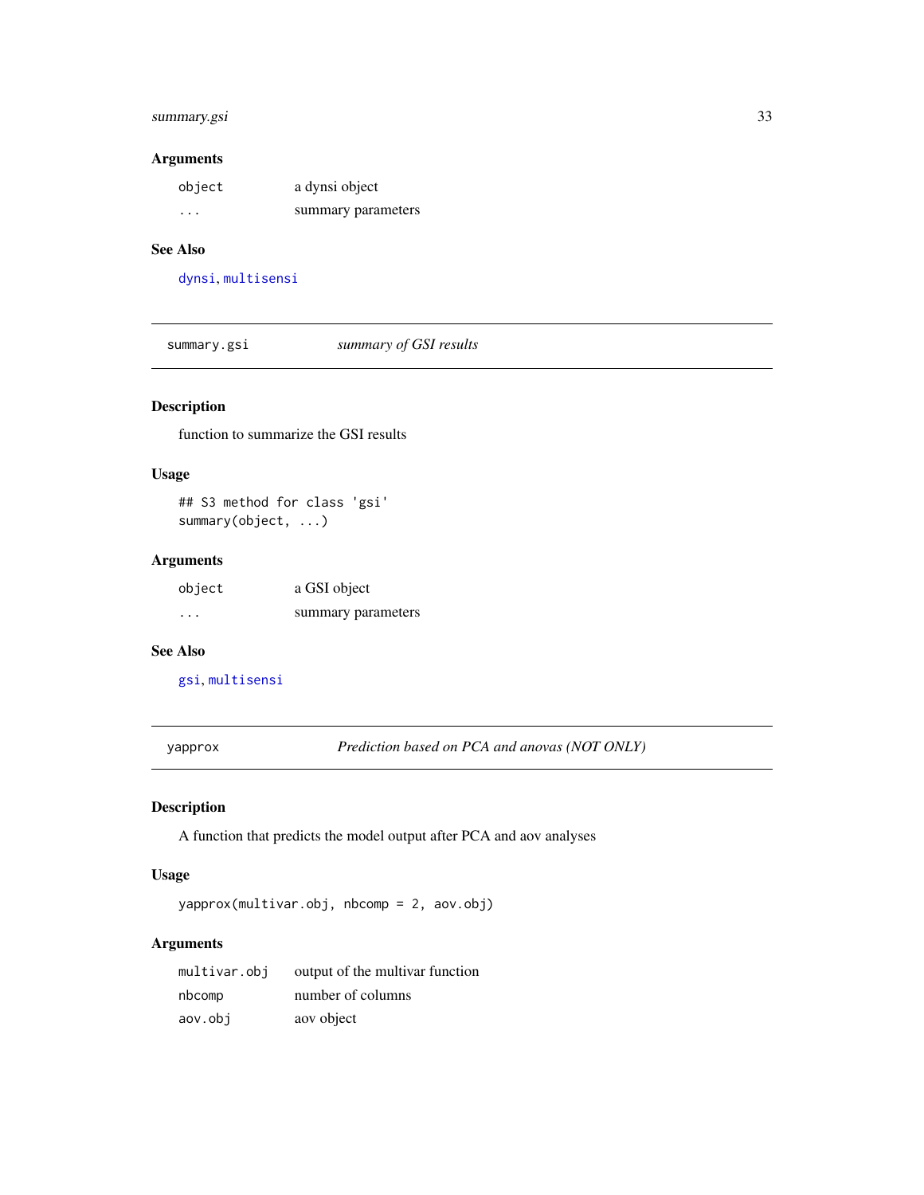### Arguments

| | |
|---|---|
| `object` | a dynsi object |
| `...` | summary parameters |

### See Also

`dynsi`, `multisensi`

---

## summary.gsi — *summary of GSI results*

---

### Description

function to summarize the GSI results

### Usage

```
## S3 method for class 'gsi'
summary(object, ...)
```

### Arguments

| | |
|---|---|
| `object` | a GSI object |
| `...` | summary parameters |

### See Also

`gsi`, `multisensi`

---

## yapprox — *Prediction based on PCA and anovas (NOT ONLY)*

---

### Description

A function that predicts the model output after PCA and aov analyses

### Usage

```
yapprox(multivar.obj, nbcomp = 2, aov.obj)
```

### Arguments

| | |
|---|---|
| `multivar.obj` | output of the multivar function |
| `nbcomp` | number of columns |
| `aov.obj` | aov object |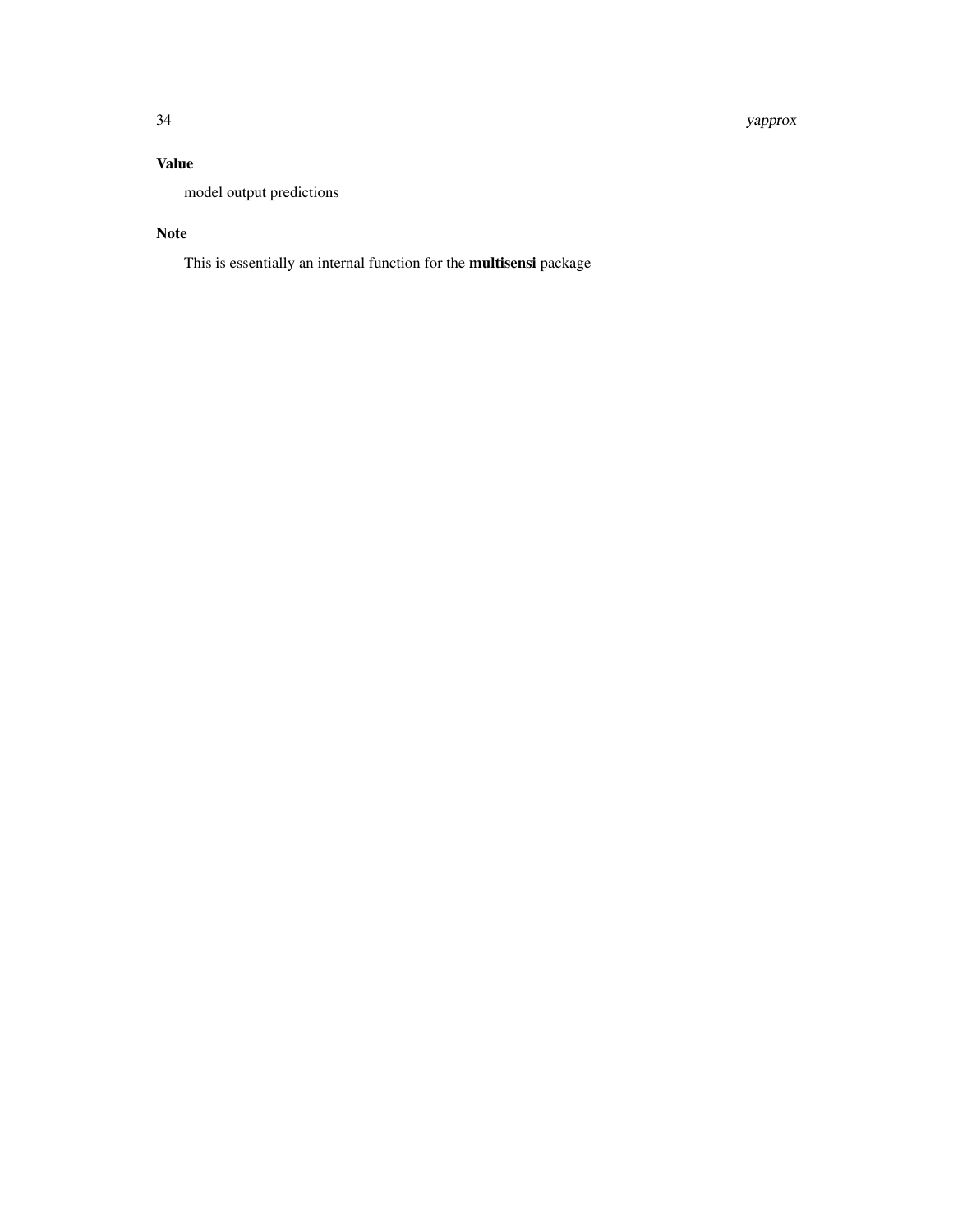### Value

model output predictions

### Note

This is essentially an internal function for the **multisensi** package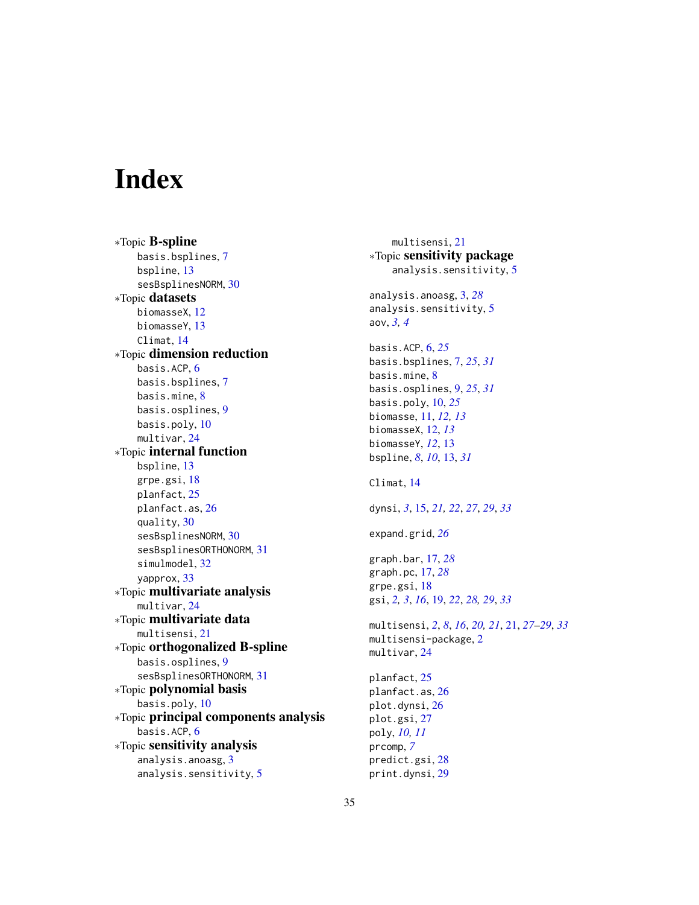# Index

∗Topic **B-spline**
  basis.bsplines, 7
  bspline, 13
  sesBsplinesNORM, 30

∗Topic **datasets**
  biomasseX, 12
  biomasseY, 13
  Climat, 14

∗Topic **dimension reduction**
  basis.ACP, 6
  basis.bsplines, 7
  basis.mine, 8
  basis.osplines, 9
  basis.poly, 10
  multivar, 24

∗Topic **internal function**
  bspline, 13
  grpe.gsi, 18
  planfact, 25
  planfact.as, 26
  quality, 30
  sesBsplinesNORM, 30
  sesBsplinesORTHONORM, 31
  simulmodel, 32
  yapprox, 33

∗Topic **multivariate analysis**
  multivar, 24

∗Topic **multivariate data**
  multisensi, 21

∗Topic **orthogonalized B-spline**
  basis.osplines, 9
  sesBsplinesORTHONORM, 31

∗Topic **polynomial basis**
  basis.poly, 10

∗Topic **principal components analysis**
  basis.ACP, 6

∗Topic **sensitivity analysis**
  analysis.anoasg, 3
  analysis.sensitivity, 5
  multisensi, 21

∗Topic **sensitivity package**
  analysis.sensitivity, 5

analysis.anoasg, 3, *28*
analysis.sensitivity, 5
aov, *3, 4*

basis.ACP, 6, *25*
basis.bsplines, 7, *25*, *31*
basis.mine, 8
basis.osplines, 9, *25*, *31*
basis.poly, 10, *25*
biomasse, 11, *12, 13*
biomasseX, 12, *13*
biomasseY, *12*, 13
bspline, *8*, *10*, 13, *31*

Climat, 14

dynsi, *3*, 15, *21, 22*, *27*, *29*, *33*

expand.grid, *26*

graph.bar, 17, *28*
graph.pc, 17, *28*
grpe.gsi, 18
gsi, *2, 3*, *16*, 19, *22*, *28, 29*, *33*

multisensi, *2*, *8*, *16*, *20, 21*, 21, *27–29*, *33*
multisensi-package, 2
multivar, 24

planfact, 25
planfact.as, 26
plot.dynsi, 26
plot.gsi, 27
poly, *10, 11*
prcomp, *7*
predict.gsi, 28
print.dynsi, 29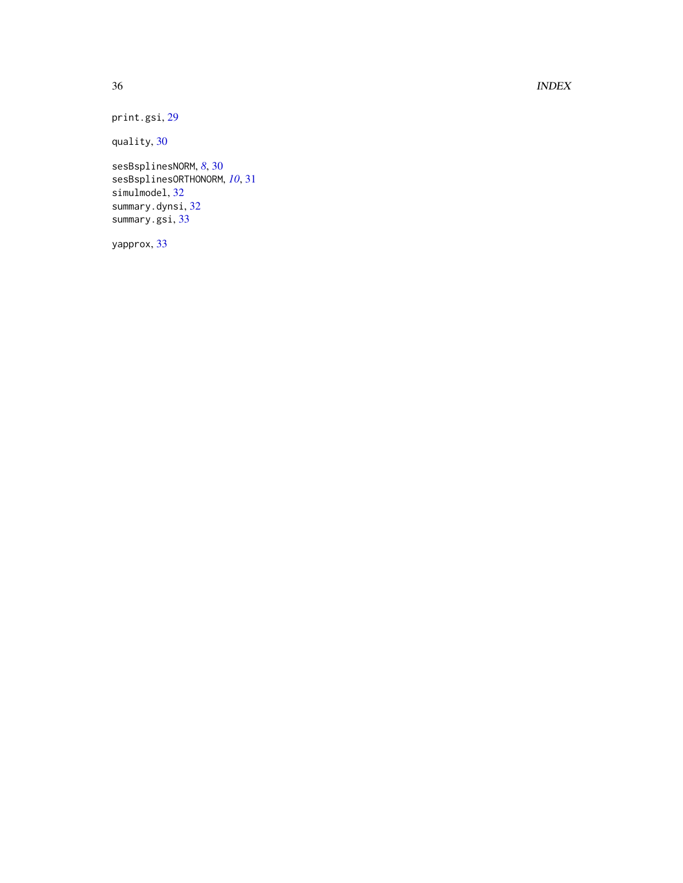print.gsi, 29

quality, 30

sesBsplinesNORM, *8*, 30
sesBsplinesORTHONORM, *10*, 31
simulmodel, 32
summary.dynsi, 32
summary.gsi, 33

yapprox, 33